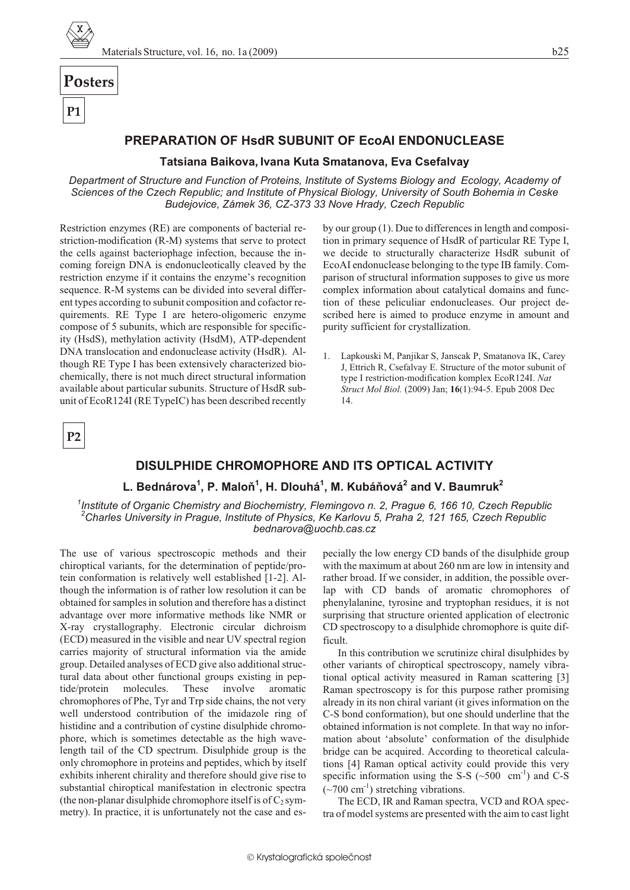# Posters

**P1**

## PREPARATION OF HsdR SUBUNIT OF EcoAI ENDONUCLEASE

**Tatsiana Baikova, Ivana Kuta Smatanova, Eva Csefalvay**

*Department of Structure and Function of Proteins, Institute of Systems Biology and Ecology, Academy of Sciences of the Czech Republic; and Institute of Physical Biology, University of South Bohemia in Ceske Budejovice, Zámek 36, CZ-373 33 Nove Hrady, Czech Republic*

Restriction enzymes (RE) are components of bacterial restriction-modification (R-M) systems that serve to protect the cells against bacteriophage infection, because the incoming foreign DNA is endonucleotically cleaved by the restriction enzyme if it contains the enzyme's recognition sequence. R-M systems can be divided into several different types according to subunit composition and cofactor requirements. RE Type I are hetero-oligomeric enzyme compose of 5 subunits, which are responsible for specificity (HsdS), methylation activity (HsdM), ATP-dependent DNA translocation and endonuclease activity (HsdR). Although RE Type I has been extensively characterized biochemically, there is not much direct structural information available about particular subunits. Structure of HsdR subunit of EcoR124I (RE TypeIC) has been described recently by our group (1). Due to differences in length and composition in primary sequence of HsdR of particular RE Type I, we decide to structurally characterize HsdR subunit of EcoAI endonuclease belonging to the type IB family. Comparison of structural information supposes to give us more complex information about catalytical domains and function of these peliculiar endonucleases. Our project described here is aimed to produce enzyme in amount and purity sufficient for crystallization.

1. Lapkouski M, Panjikar S, Janscak P, Smatanova IK, Carey J, Ettrich R, Csefalvay E. Structure of the motor subunit of type I restriction-modification komplex EcoR124I. *Nat Struct Mol Biol.* (2009) Jan; **16**(1):94-5. Epub 2008 Dec 14.

**P2**

## DISULPHIDE CHROMOPHORE AND ITS OPTICAL ACTIVITY

**L. Bednárova[1], P. Maloň[1], H. Dlouhá[1], M. Kubáňová[2] and V. Baumruk[2]**

*[1]Institute of Organic Chemistry and Biochemistry, Flemingovo n. 2, Prague 6, 166 10, Czech Republic*
*[2]Charles University in Prague, Institute of Physics, Ke Karlovu 5, Praha 2, 121 165, Czech Republic*
*bednarova@uochb.cas.cz*

The use of various spectroscopic methods and their chiroptical variants, for the determination of peptide/protein conformation is relatively well established [1-2]. Although the information is of rather low resolution it can be obtained for samples in solution and therefore has a distinct advantage over more informative methods like NMR or X-ray crystallography. Electronic circular dichroism (ECD) measured in the visible and near UV spectral region carries majority of structural information via the amide group. Detailed analyses of ECD give also additional structural data about other functional groups existing in peptide/protein molecules. These involve aromatic chromophores of Phe, Tyr and Trp side chains, the not very well understood contribution of the imidazole ring of histidine and a contribution of cystine disulphide chromophore, which is sometimes detectable as the high wavelength tail of the CD spectrum. Disulphide group is the only chromophore in proteins and peptides, which by itself exhibits inherent chirality and therefore should give rise to substantial chiroptical manifestation in electronic spectra (the non-planar disulphide chromophore itself is of $C_2$ symmetry). In practice, it is unfortunately not the case and especially the low energy CD bands of the disulphide group with the maximum at about 260 nm are low in intensity and rather broad. If we consider, in addition, the possible overlap with CD bands of aromatic chromophores of phenylalanine, tyrosine and tryptophan residues, it is not surprising that structure oriented application of electronic CD spectroscopy to a disulphide chromophore is quite difficult.

In this contribution we scrutinize chiral disulphides by other variants of chiroptical spectroscopy, namely vibrational optical activity measured in Raman scattering [3] Raman spectroscopy is for this purpose rather promising already in its non chiral variant (it gives information on the C-S bond conformation), but one should underline that the obtained information is not complete. In that way no information about 'absolute' conformation of the disulphide bridge can be acquired. According to theoretical calculations [4] Raman optical activity could provide this very specific information using the S-S (~500 $cm^{-1}$) and C-S (~700 $cm^{-1}$) stretching vibrations.

The ECD, IR and Raman spectra, VCD and ROA spectra of model systems are presented with the aim to cast light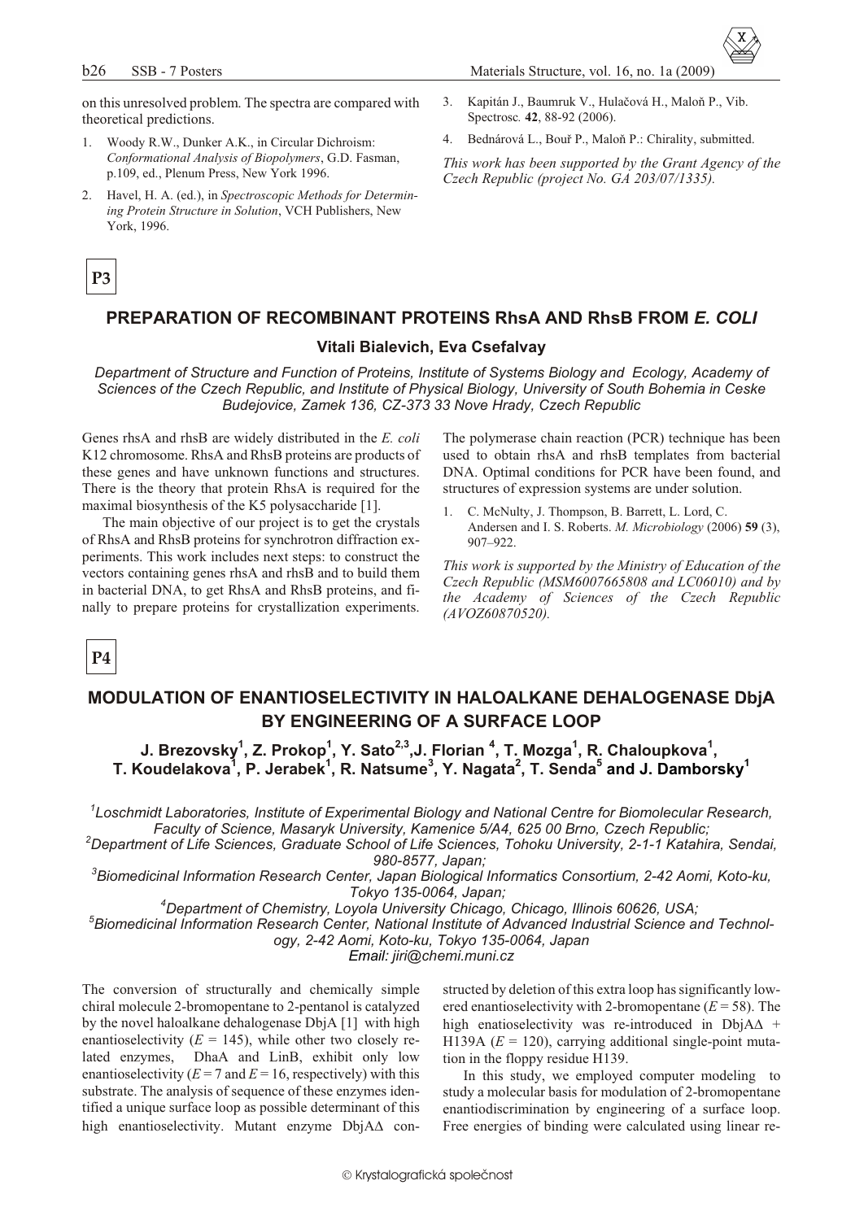on this unresolved problem. The spectra are compared with theoretical predictions.

1. Woody R.W., Dunker A.K., in Circular Dichroism: *Conformational Analysis of Biopolymers*, G.D. Fasman, p.109, ed., Plenum Press, New York 1996.
2. Havel, H. A. (ed.), in *Spectroscopic Methods for Determining Protein Structure in Solution*, VCH Publishers, New York, 1996.
3. Kapitán J., Baumruk V., Hulačová H., Maloň P., Vib. Spectrosc. **42**, 88-92 (2006).
4. Bednárová L., Bouř P., Maloň P.: Chirality, submitted.

*This work has been supported by the Grant Agency of the Czech Republic (project No. GA 203/07/1335).*

**P3**

## PREPARATION OF RECOMBINANT PROTEINS RhsA AND RhsB FROM *E. COLI*

**Vitali Bialevich, Eva Csefalvay**

*Department of Structure and Function of Proteins, Institute of Systems Biology and Ecology, Academy of Sciences of the Czech Republic, and Institute of Physical Biology, University of South Bohemia in Ceske Budejovice, Zamek 136, CZ-373 33 Nove Hrady, Czech Republic*

Genes rhsA and rhsB are widely distributed in the *E. coli* K12 chromosome. RhsA and RhsB proteins are products of these genes and have unknown functions and structures. There is the theory that protein RhsA is required for the maximal biosynthesis of the K5 polysaccharide [1].

The main objective of our project is to get the crystals of RhsA and RhsB proteins for synchrotron diffraction experiments. This work includes next steps: to construct the vectors containing genes rhsA and rhsB and to build them in bacterial DNA, to get RhsA and RhsB proteins, and finally to prepare proteins for crystallization experiments. The polymerase chain reaction (PCR) technique has been used to obtain rhsA and rhsB templates from bacterial DNA. Optimal conditions for PCR have been found, and structures of expression systems are under solution.

1. C. McNulty, J. Thompson, B. Barrett, L. Lord, C. Andersen and I. S. Roberts. *M. Microbiology* (2006) **59** (3), 907–922.

*This work is supported by the Ministry of Education of the Czech Republic (MSM6007665808 and LC06010) and by the Academy of Sciences of the Czech Republic (AVOZ60870520).*

**P4**

## MODULATION OF ENANTIOSELECTIVITY IN HALOALKANE DEHALOGENASE DbjA BY ENGINEERING OF A SURFACE LOOP

**J. Brezovsky[1], Z. Prokop[1], Y. Sato[2,3], J. Florian [4], T. Mozga[1], R. Chaloupkova[1], T. Koudelakova[1], P. Jerabek[1], R. Natsume[3], Y. Nagata[2], T. Senda[5] and J. Damborsky[1]**

[1]*Loschmidt Laboratories, Institute of Experimental Biology and National Centre for Biomolecular Research, Faculty of Science, Masaryk University, Kamenice 5/A4, 625 00 Brno, Czech Republic;*
[2]*Department of Life Sciences, Graduate School of Life Sciences, Tohoku University, 2-1-1 Katahira, Sendai, 980-8577, Japan;*
[3]*Biomedicinal Information Research Center, Japan Biological Informatics Consortium, 2-42 Aomi, Koto-ku, Tokyo 135-0064, Japan;*
[4]*Department of Chemistry, Loyola University Chicago, Chicago, Illinois 60626, USA;*
[5]*Biomedicinal Information Research Center, National Institute of Advanced Industrial Science and Technology, 2-42 Aomi, Koto-ku, Tokyo 135-0064, Japan*
*Email: jiri@chemi.muni.cz*

The conversion of structurally and chemically simple chiral molecule 2-bromopentane to 2-pentanol is catalyzed by the novel haloalkane dehalogenase DbjA [1] with high enantioselectivity ($E$ = 145), while other two closely related enzymes, DhaA and LinB, exhibit only low enantioselectivity ($E$ = 7 and $E$ = 16, respectively) with this substrate. The analysis of sequence of these enzymes identified a unique surface loop as possible determinant of this high enantioselectivity. Mutant enzyme DbjA$\Delta$ constructed by deletion of this extra loop has significantly lowered enantioselectivity with 2-bromopentane ($E$ = 58). The high enatioselectivity was re-introduced in DbjA$\Delta$ + H139A ($E$ = 120), carrying additional single-point mutation in the floppy residue H139.

In this study, we employed computer modeling to study a molecular basis for modulation of 2-bromopentane enantiodiscrimination by engineering of a surface loop. Free energies of binding were calculated using linear re-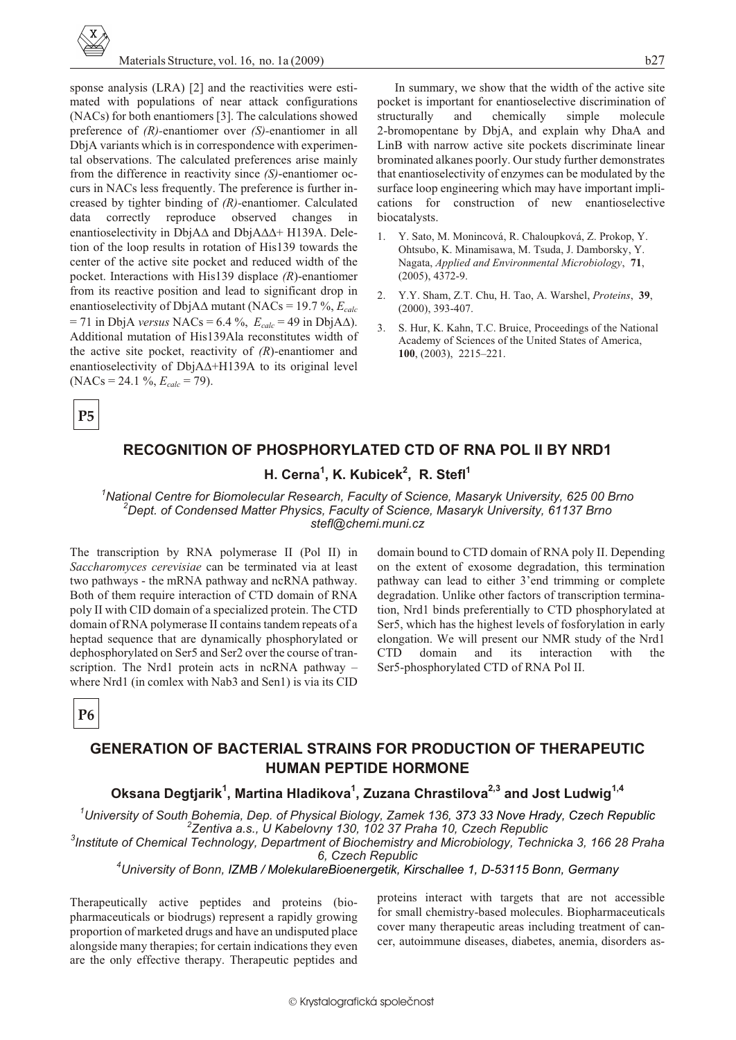sponse analysis (LRA) [2] and the reactivities were estimated with populations of near attack configurations (NACs) for both enantiomers [3]. The calculations showed preference of *(R)*-enantiomer over *(S)*-enantiomer in all DbjA variants which is in correspondence with experimental observations. The calculated preferences arise mainly from the difference in reactivity since *(S)*-enantiomer occurs in NACs less frequently. The preference is further increased by tighter binding of *(R)*-enantiomer. Calculated data correctly reproduce observed changes in enantioselectivity in DbjAΔ and DbjAΔΔ+ H139A. Deletion of the loop results in rotation of His139 towards the center of the active site pocket and reduced width of the pocket. Interactions with His139 displace *(R)*-enantiomer from its reactive position and lead to significant drop in enantioselectivity of DbjAΔ mutant (NACs = 19.7 %, $E_{calc}$ = 71 in DbjA *versus* NACs = 6.4 %, $E_{calc}$ = 49 in DbjAΔ). Additional mutation of His139Ala reconstitutes width of the active site pocket, reactivity of *(R)*-enantiomer and enantioselectivity of DbjAΔ+H139A to its original level (NACs = 24.1 %, $E_{calc}$ = 79).

In summary, we show that the width of the active site pocket is important for enantioselective discrimination of structurally and chemically simple molecule 2-bromopentane by DbjA, and explain why DhaA and LinB with narrow active site pockets discriminate linear brominated alkanes poorly. Our study further demonstrates that enantioselectivity of enzymes can be modulated by the surface loop engineering which may have important implications for construction of new enantioselective biocatalysts.

1. Y. Sato, M. Monincová, R. Chaloupková, Z. Prokop, Y. Ohtsubo, K. Minamisawa, M. Tsuda, J. Damborsky, Y. Nagata, *Applied and Environmental Microbiology*, **71**, (2005), 4372-9.
2. Y.Y. Sham, Z.T. Chu, H. Tao, A. Warshel, *Proteins*, **39**, (2000), 393-407.
3. S. Hur, K. Kahn, T.C. Bruice, Proceedings of the National Academy of Sciences of the United States of America, **100**, (2003), 2215–221.

**P5**

## RECOGNITION OF PHOSPHORYLATED CTD OF RNA POL II BY NRD1

**H. Cerna[1], K. Kubicek[2], R. Stefl[1]**

*[1]National Centre for Biomolecular Research, Faculty of Science, Masaryk University, 625 00 Brno*
*[2]Dept. of Condensed Matter Physics, Faculty of Science, Masaryk University, 61137 Brno*
*stefl@chemi.muni.cz*

The transcription by RNA polymerase II (Pol II) in *Saccharomyces cerevisiae* can be terminated via at least two pathways - the mRNA pathway and ncRNA pathway. Both of them require interaction of CTD domain of RNA poly II with CID domain of a specialized protein. The CTD domain of RNA polymerase II contains tandem repeats of a heptad sequence that are dynamically phosphorylated or dephosphorylated on Ser5 and Ser2 over the course of transcription. The Nrd1 protein acts in ncRNA pathway – where Nrd1 (in comlex with Nab3 and Sen1) is via its CID domain bound to CTD domain of RNA poly II. Depending on the extent of exosome degradation, this termination pathway can lead to either 3'end trimming or complete degradation. Unlike other factors of transcription termination, Nrd1 binds preferentially to CTD phosphorylated at Ser5, which has the highest levels of fosforylation in early elongation. We will present our NMR study of the Nrd1 CTD domain and its interaction with the Ser5-phosphorylated CTD of RNA Pol II.

**P6**

## GENERATION OF BACTERIAL STRAINS FOR PRODUCTION OF THERAPEUTIC HUMAN PEPTIDE HORMONE

**Oksana Degtjarik[1], Martina Hladikova[1], Zuzana Chrastilova[2,3] and Jost Ludwig[1,4]**

*[1]University of South Bohemia, Dep. of Physical Biology, Zamek 136, 373 33 Nove Hrady, Czech Republic*
*[2]Zentiva a.s., U Kabelovny 130, 102 37 Praha 10, Czech Republic*
*[3]Institute of Chemical Technology, Department of Biochemistry and Microbiology, Technicka 3, 166 28 Praha 6, Czech Republic*
*[4]University of Bonn, IZMB / MolekulareBioenergetik, Kirschallee 1, D-53115 Bonn, Germany*

Therapeutically active peptides and proteins (biopharmaceuticals or biodrugs) represent a rapidly growing proportion of marketed drugs and have an undisputed place alongside many therapies; for certain indications they even are the only effective therapy. Therapeutic peptides and proteins interact with targets that are not accessible for small chemistry-based molecules. Biopharmaceuticals cover many therapeutic areas including treatment of cancer, autoimmune diseases, diabetes, anemia, disorders as-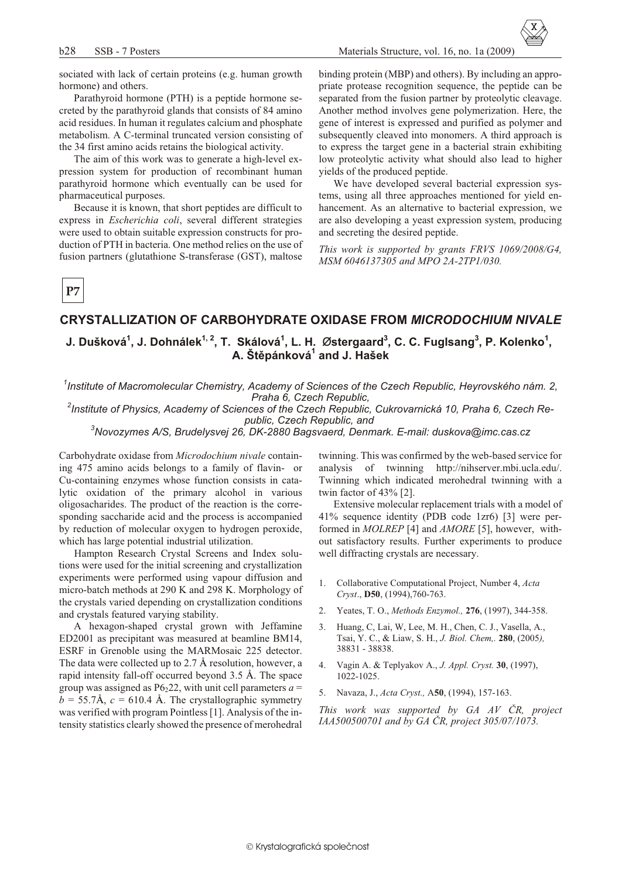sociated with lack of certain proteins (e.g. human growth hormone) and others.

Parathyroid hormone (PTH) is a peptide hormone secreted by the parathyroid glands that consists of 84 amino acid residues. In human it regulates calcium and phosphate metabolism. A C-terminal truncated version consisting of the 34 first amino acids retains the biological activity.

The aim of this work was to generate a high-level expression system for production of recombinant human parathyroid hormone which eventually can be used for pharmaceutical purposes.

Because it is known, that short peptides are difficult to express in *Escherichia coli*, several different strategies were used to obtain suitable expression constructs for production of PTH in bacteria. One method relies on the use of fusion partners (glutathione S-transferase (GST), maltose binding protein (MBP) and others). By including an appropriate protease recognition sequence, the peptide can be separated from the fusion partner by proteolytic cleavage. Another method involves gene polymerization. Here, the gene of interest is expressed and purified as polymer and subsequently cleaved into monomers. A third approach is to express the target gene in a bacterial strain exhibiting low proteolytic activity what should also lead to higher yields of the produced peptide.

We have developed several bacterial expression systems, using all three approaches mentioned for yield enhancement. As an alternative to bacterial expression, we are also developing a yeast expression system, producing and secreting the desired peptide.

*This work is supported by grants FRVS 1069/2008/G4, MSM 6046137305 and MPO 2A-2TP1/030.*

**P7**

## CRYSTALLIZATION OF CARBOHYDRATE OXIDASE FROM *MICRODOCHIUM NIVALE*

**J. Dušková[1], J. Dohnálek[1, 2], T. Skálová[1], L. H. Østergaard[3], C. C. Fuglsang[3], P. Kolenko[1], A. Štěpánková[1] and J. Hašek**

[1]*Institute of Macromolecular Chemistry, Academy of Sciences of the Czech Republic, Heyrovského nám. 2, Praha 6, Czech Republic,*
[2]*Institute of Physics, Academy of Sciences of the Czech Republic, Cukrovarnická 10, Praha 6, Czech Republic, Czech Republic, and*
[3]*Novozymes A/S, Brudelysvej 26, DK-2880 Bagsvaerd, Denmark. E-mail: duskova@imc.cas.cz*

Carbohydrate oxidase from *Microdochium nivale* containing 475 amino acids belongs to a family of flavin- or Cu-containing enzymes whose function consists in catalytic oxidation of the primary alcohol in various oligosacharides. The product of the reaction is the corresponding saccharide acid and the process is accompanied by reduction of molecular oxygen to hydrogen peroxide, which has large potential industrial utilization.

Hampton Research Crystal Screens and Index solutions were used for the initial screening and crystallization experiments were performed using vapour diffusion and micro-batch methods at 290 K and 298 K. Morphology of the crystals varied depending on crystallization conditions and crystals featured varying stability.

A hexagon-shaped crystal grown with Jeffamine ED2001 as precipitant was measured at beamline BM14, ESRF in Grenoble using the MARMosaic 225 detector. The data were collected up to 2.7 Å resolution, however, a rapid intensity fall-off occurred beyond 3.5 Å. The space group was assigned as $P6_222$, with unit cell parameters $a = b = 55.7$Å, $c = 610.4$ Å. The crystallographic symmetry was verified with program Pointless [1]. Analysis of the intensity statistics clearly showed the presence of merohedral twinning. This was confirmed by the web-based service for analysis of twinning http://nihserver.mbi.ucla.edu/. Twinning which indicated merohedral twinning with a twin factor of 43% [2].

Extensive molecular replacement trials with a model of 41% sequence identity (PDB code 1zr6) [3] were performed in *MOLREP* [4] and *AMORE* [5], however, without satisfactory results. Further experiments to produce well diffracting crystals are necessary.

1. Collaborative Computational Project, Number 4, *Acta Cryst*., **D50**, (1994),760-763.
2. Yeates, T. O., *Methods Enzymol.,* **276**, (1997), 344-358.
3. Huang, C, Lai, W, Lee, M. H., Chen, C. J., Vasella, A., Tsai, Y. C., & Liaw, S. H., *J. Biol. Chem,.* **280**, (2005*),* 38831 - 38838.
4. Vagin A. & Teplyakov A., *J. Appl. Cryst.* **30**, (1997), 1022-1025.
5. Navaza, J., *Acta Cryst.,* A**50**, (1994), 157-163.

*This work was supported by GA AV ČR, project IAA500500701 and by GA ČR, project 305/07/1073.*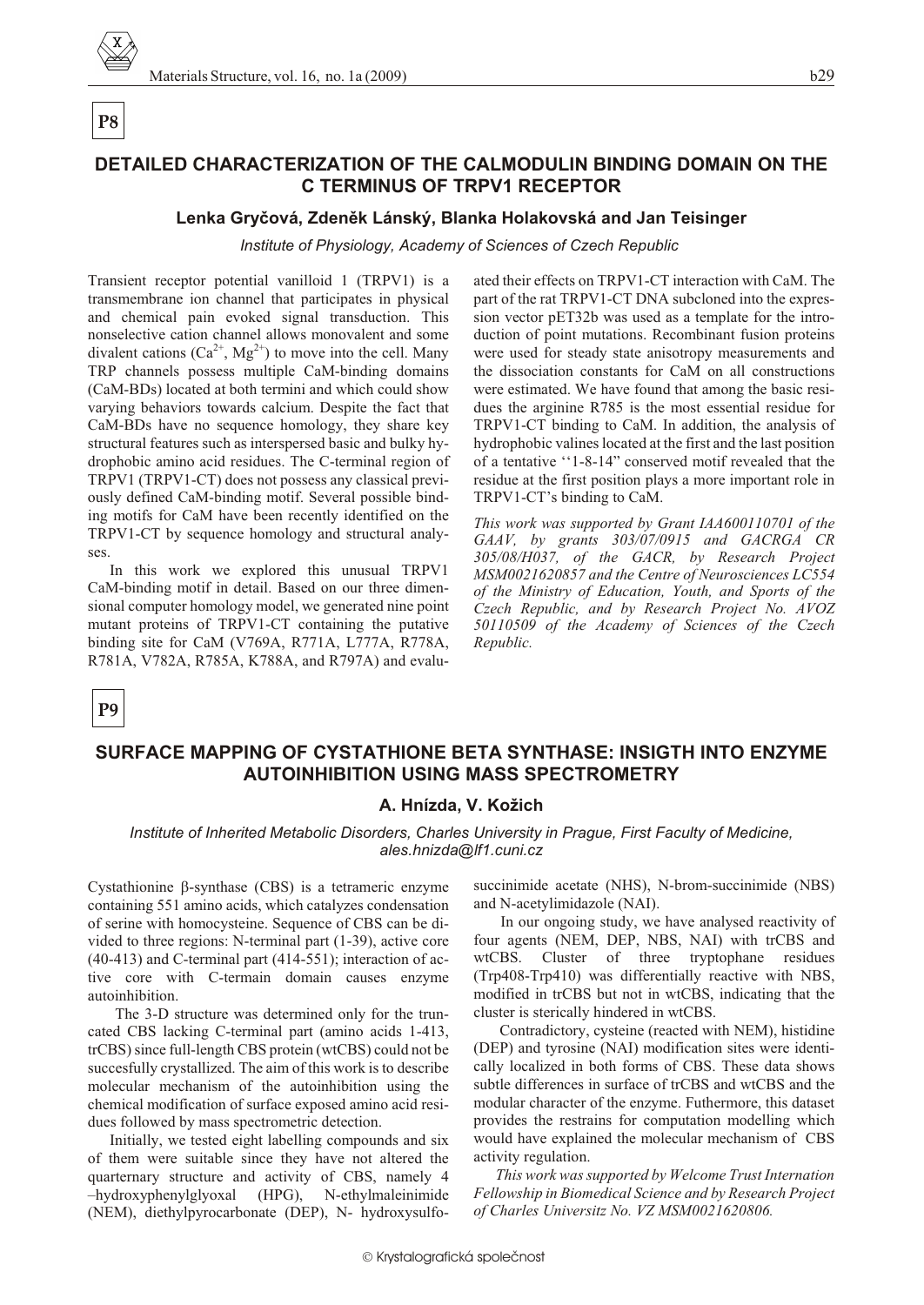**P8**

## DETAILED CHARACTERIZATION OF THE CALMODULIN BINDING DOMAIN ON THE C TERMINUS OF TRPV1 RECEPTOR

### Lenka Gryčová, Zdeněk Lánský, Blanka Holakovská and Jan Teisinger

*Institute of Physiology, Academy of Sciences of Czech Republic*

Transient receptor potential vanilloid 1 (TRPV1) is a transmembrane ion channel that participates in physical and chemical pain evoked signal transduction. This nonselective cation channel allows monovalent and some divalent cations ($Ca^{2+}$, $Mg^{2+}$) to move into the cell. Many TRP channels possess multiple CaM-binding domains (CaM-BDs) located at both termini and which could show varying behaviors towards calcium. Despite the fact that CaM-BDs have no sequence homology, they share key structural features such as interspersed basic and bulky hydrophobic amino acid residues. The C-terminal region of TRPV1 (TRPV1-CT) does not possess any classical previously defined CaM-binding motif. Several possible binding motifs for CaM have been recently identified on the TRPV1-CT by sequence homology and structural analyses.

In this work we explored this unusual TRPV1 CaM-binding motif in detail. Based on our three dimensional computer homology model, we generated nine point mutant proteins of TRPV1-CT containing the putative binding site for CaM (V769A, R771A, L777A, R778A, R781A, V782A, R785A, K788A, and R797A) and evaluated their effects on TRPV1-CT interaction with CaM. The part of the rat TRPV1-CT DNA subcloned into the expression vector pET32b was used as a template for the introduction of point mutations. Recombinant fusion proteins were used for steady state anisotropy measurements and the dissociation constants for CaM on all constructions were estimated. We have found that among the basic residues the arginine R785 is the most essential residue for TRPV1-CT binding to CaM. In addition, the analysis of hydrophobic valines located at the first and the last position of a tentative ''1-8-14" conserved motif revealed that the residue at the first position plays a more important role in TRPV1-CT's binding to CaM.

*This work was supported by Grant IAA600110701 of the GAAV, by grants 303/07/0915 and GACRGA CR 305/08/H037, of the GACR, by Research Project MSM0021620857 and the Centre of Neurosciences LC554 of the Ministry of Education, Youth, and Sports of the Czech Republic, and by Research Project No. AVOZ 50110509 of the Academy of Sciences of the Czech Republic.*

**P9**

## SURFACE MAPPING OF CYSTATHIONE BETA SYNTHASE: INSIGTH INTO ENZYME AUTOINHIBITION USING MASS SPECTROMETRY

### A. Hnízda, V. Kožich

*Institute of Inherited Metabolic Disorders, Charles University in Prague, First Faculty of Medicine, ales.hnizda@lf1.cuni.cz*

Cystathionine β-synthase (CBS) is a tetrameric enzyme containing 551 amino acids, which catalyzes condensation of serine with homocysteine. Sequence of CBS can be divided to three regions: N-terminal part (1-39), active core (40-413) and C-terminal part (414-551); interaction of active core with C-termain domain causes enzyme autoinhibition.

The 3-D structure was determined only for the truncated CBS lacking C-terminal part (amino acids 1-413, trCBS) since full-length CBS protein (wtCBS) could not be succesfully crystallized. The aim of this work is to describe molecular mechanism of the autoinhibition using the chemical modification of surface exposed amino acid residues followed by mass spectrometric detection.

Initially, we tested eight labelling compounds and six of them were suitable since they have not altered the quarternary structure and activity of CBS, namely 4 –hydroxyphenylglyoxal (HPG), N-ethylmaleinimide (NEM), diethylpyrocarbonate (DEP), N- hydroxysulfosuccinimide acetate (NHS), N-brom-succinimide (NBS) and N-acetylimidazole (NAI).

In our ongoing study, we have analysed reactivity of four agents (NEM, DEP, NBS, NAI) with trCBS and wtCBS. Cluster of three tryptophane residues (Trp408-Trp410) was differentially reactive with NBS, modified in trCBS but not in wtCBS, indicating that the cluster is sterically hindered in wtCBS.

Contradictory, cysteine (reacted with NEM), histidine (DEP) and tyrosine (NAI) modification sites were identically localized in both forms of CBS. These data shows subtle differences in surface of trCBS and wtCBS and the modular character of the enzyme. Futhermore, this dataset provides the restrains for computation modelling which would have explained the molecular mechanism of CBS activity regulation.

*This work was supported by Welcome Trust Internation Fellowship in Biomedical Science and by Research Project of Charles Universitz No. VZ MSM0021620806.*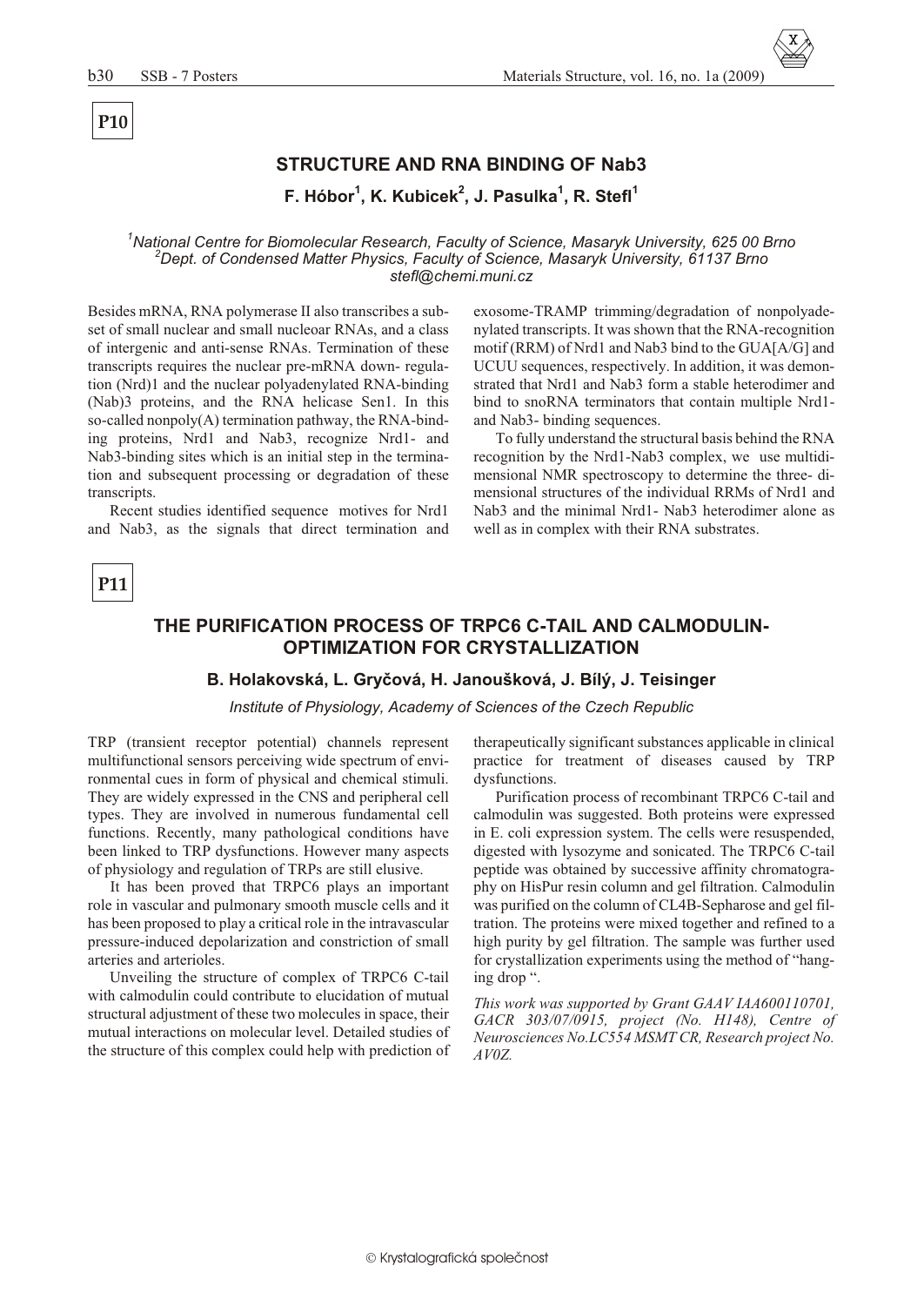**P10**

## STRUCTURE AND RNA BINDING OF Nab3

**F. Hóbor[1], K. Kubicek[2], J. Pasulka[1], R. Stefl[1]**

*[1]National Centre for Biomolecular Research, Faculty of Science, Masaryk University, 625 00 Brno*
*[2]Dept. of Condensed Matter Physics, Faculty of Science, Masaryk University, 61137 Brno*
*stefl@chemi.muni.cz*

Besides mRNA, RNA polymerase II also transcribes a subset of small nuclear and small nucleoar RNAs, and a class of intergenic and anti-sense RNAs. Termination of these transcripts requires the nuclear pre-mRNA down- regulation (Nrd)1 and the nuclear polyadenylated RNA-binding (Nab)3 proteins, and the RNA helicase Sen1. In this so-called nonpoly(A) termination pathway, the RNA-binding proteins, Nrd1 and Nab3, recognize Nrd1- and Nab3-binding sites which is an initial step in the termination and subsequent processing or degradation of these transcripts.

Recent studies identified sequence motives for Nrd1 and Nab3, as the signals that direct termination and exosome-TRAMP trimming/degradation of nonpolyadenylated transcripts. It was shown that the RNA-recognition motif (RRM) of Nrd1 and Nab3 bind to the GUA[A/G] and UCUU sequences, respectively. In addition, it was demonstrated that Nrd1 and Nab3 form a stable heterodimer and bind to snoRNA terminators that contain multiple Nrd1- and Nab3- binding sequences.

To fully understand the structural basis behind the RNA recognition by the Nrd1-Nab3 complex, we use multidimensional NMR spectroscopy to determine the three- dimensional structures of the individual RRMs of Nrd1 and Nab3 and the minimal Nrd1- Nab3 heterodimer alone as well as in complex with their RNA substrates.

**P11**

## THE PURIFICATION PROCESS OF TRPC6 C-TAIL AND CALMODULIN- OPTIMIZATION FOR CRYSTALLIZATION

**B. Holakovská, L. Gryčová, H. Janoušková, J. Bílý, J. Teisinger**

*Institute of Physiology, Academy of Sciences of the Czech Republic*

TRP (transient receptor potential) channels represent multifunctional sensors perceiving wide spectrum of environmental cues in form of physical and chemical stimuli. They are widely expressed in the CNS and peripheral cell types. They are involved in numerous fundamental cell functions. Recently, many pathological conditions have been linked to TRP dysfunctions. However many aspects of physiology and regulation of TRPs are still elusive.

It has been proved that TRPC6 plays an important role in vascular and pulmonary smooth muscle cells and it has been proposed to play a critical role in the intravascular pressure-induced depolarization and constriction of small arteries and arterioles.

Unveiling the structure of complex of TRPC6 C-tail with calmodulin could contribute to elucidation of mutual structural adjustment of these two molecules in space, their mutual interactions on molecular level. Detailed studies of the structure of this complex could help with prediction of therapeutically significant substances applicable in clinical practice for treatment of diseases caused by TRP dysfunctions.

Purification process of recombinant TRPC6 C-tail and calmodulin was suggested. Both proteins were expressed in E. coli expression system. The cells were resuspended, digested with lysozyme and sonicated. The TRPC6 C-tail peptide was obtained by successive affinity chromatography on HisPur resin column and gel filtration. Calmodulin was purified on the column of CL4B-Sepharose and gel filtration. The proteins were mixed together and refined to a high purity by gel filtration. The sample was further used for crystallization experiments using the method of "hanging drop ".

*This work was supported by Grant GAAV IAA600110701, GACR 303/07/0915, project (No. H148), Centre of Neurosciences No.LC554 MSMT CR, Research project No. AV0Z.*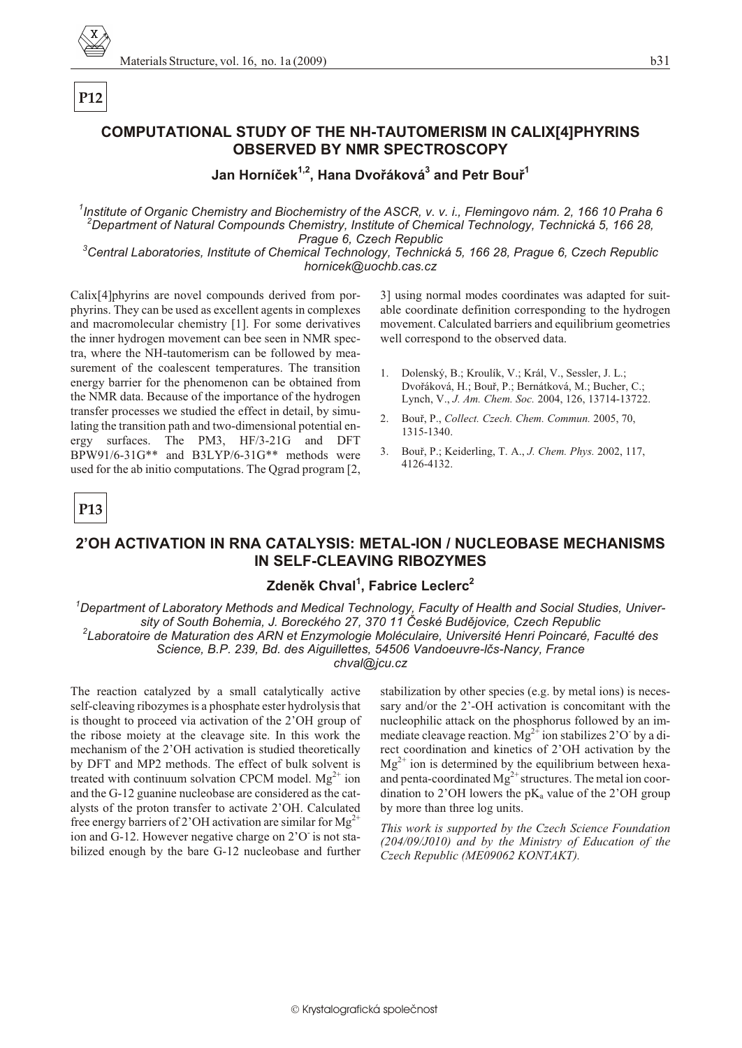**P12**

## COMPUTATIONAL STUDY OF THE NH-TAUTOMERISM IN CALIX[4]PHYRINS OBSERVED BY NMR SPECTROSCOPY

**Jan Horníček[1,2], Hana Dvořáková[3] and Petr Bouř[1]**

*[1]Institute of Organic Chemistry and Biochemistry of the ASCR, v. v. i., Flemingovo nám. 2, 166 10 Praha 6*
*[2]Department of Natural Compounds Chemistry, Institute of Chemical Technology, Technická 5, 166 28, Prague 6, Czech Republic*
*[3]Central Laboratories, Institute of Chemical Technology, Technická 5, 166 28, Prague 6, Czech Republic*
*hornicek@uochb.cas.cz*

Calix[4]phyrins are novel compounds derived from porphyrins. They can be used as excellent agents in complexes and macromolecular chemistry [1]. For some derivatives the inner hydrogen movement can bee seen in NMR spectra, where the NH-tautomerism can be followed by measurement of the coalescent temperatures. The transition energy barrier for the phenomenon can be obtained from the NMR data. Because of the importance of the hydrogen transfer processes we studied the effect in detail, by simulating the transition path and two-dimensional potential energy surfaces. The PM3, HF/3-21G and DFT BPW91/6-31G** and B3LYP/6-31G** methods were used for the ab initio computations. The Qgrad program [2, 3] using normal modes coordinates was adapted for suitable coordinate definition corresponding to the hydrogen movement. Calculated barriers and equilibrium geometries well correspond to the observed data.

1. Dolenský, B.; Kroulík, V.; Král, V., Sessler, J. L.; Dvořáková, H.; Bouř, P.; Bernátková, M.; Bucher, C.; Lynch, V., *J. Am. Chem. Soc.* 2004, 126, 13714-13722.
2. Bouř, P., *Collect. Czech. Chem. Commun.* 2005, 70, 1315-1340.
3. Bouř, P.; Keiderling, T. A., *J. Chem. Phys.* 2002, 117, 4126-4132.

**P13**

## 2'OH ACTIVATION IN RNA CATALYSIS: METAL-ION / NUCLEOBASE MECHANISMS IN SELF-CLEAVING RIBOZYMES

**Zdeněk Chval[1], Fabrice Leclerc[2]**

*[1]Department of Laboratory Methods and Medical Technology, Faculty of Health and Social Studies, University of South Bohemia, J. Boreckého 27, 370 11 České Budějovice, Czech Republic*
*[2]Laboratoire de Maturation des ARN et Enzymologie Moléculaire, Université Henri Poincaré, Faculté des Science, B.P. 239, Bd. des Aiguillettes, 54506 Vandoeuvre-lčs-Nancy, France*
*chval@jcu.cz*

The reaction catalyzed by a small catalytically active self-cleaving ribozymes is a phosphate ester hydrolysis that is thought to proceed via activation of the 2'OH group of the ribose moiety at the cleavage site. In this work the mechanism of the 2'OH activation is studied theoretically by DFT and MP2 methods. The effect of bulk solvent is treated with continuum solvation CPCM model. $Mg^{2+}$ ion and the G-12 guanine nucleobase are considered as the catalysts of the proton transfer to activate 2'OH. Calculated free energy barriers of 2'OH activation are similar for $Mg^{2+}$ ion and G-12. However negative charge on $2'O^-$ is not stabilized enough by the bare G-12 nucleobase and further stabilization by other species (e.g. by metal ions) is necessary and/or the 2'-OH activation is concomitant with the nucleophilic attack on the phosphorus followed by an immediate cleavage reaction. $Mg^{2+}$ ion stabilizes $2'O^-$ by a direct coordination and kinetics of 2'OH activation by the $Mg^{2+}$ ion is determined by the equilibrium between hexa- and penta-coordinated $Mg^{2+}$ structures. The metal ion coordination to 2'OH lowers the $pK_a$ value of the 2'OH group by more than three log units.

*This work is supported by the Czech Science Foundation (204/09/J010) and by the Ministry of Education of the Czech Republic (ME09062 KONTAKT).*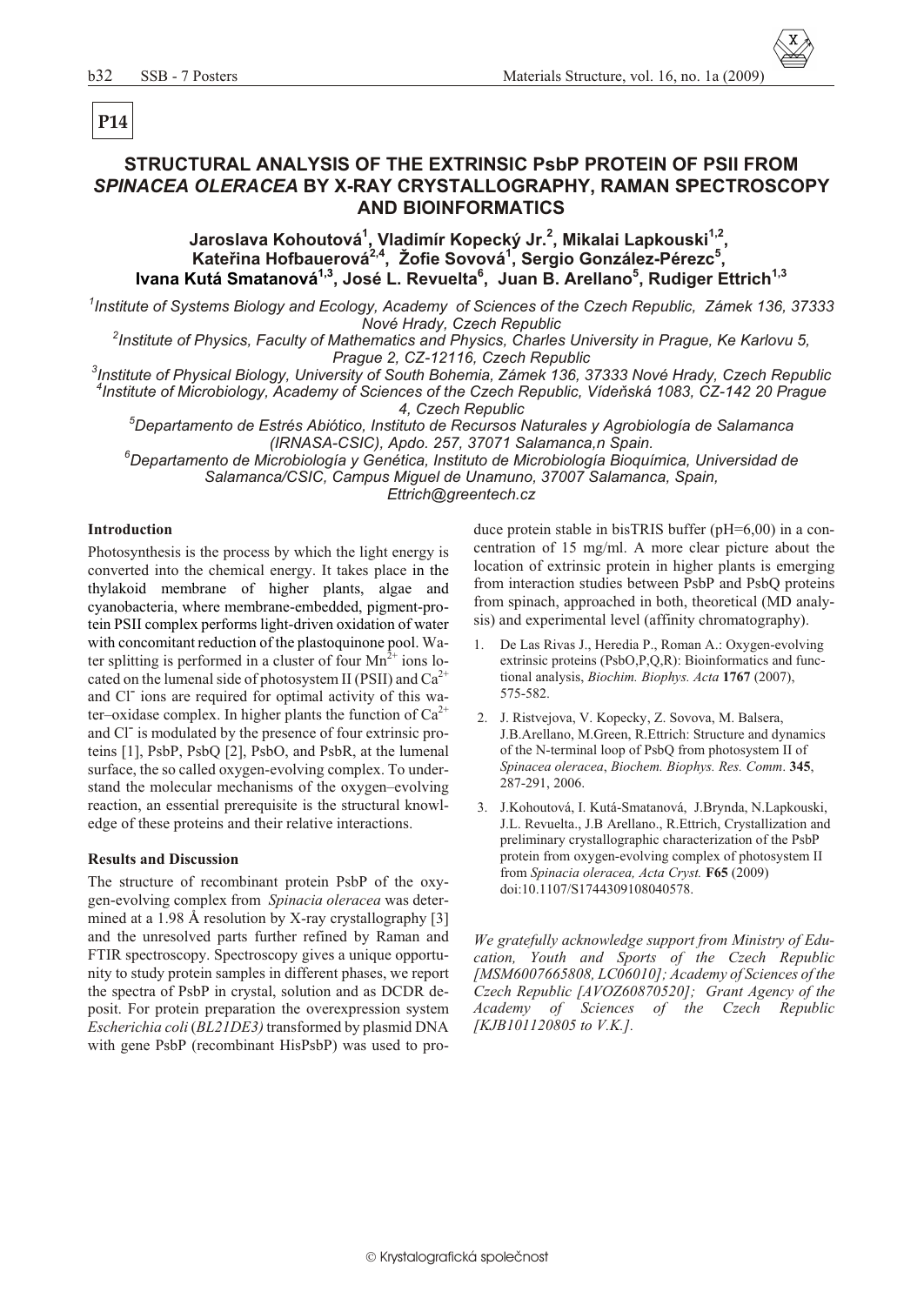**P14**

## STRUCTURAL ANALYSIS OF THE EXTRINSIC PsbP PROTEIN OF PSII FROM *SPINACEA OLERACEA* BY X-RAY CRYSTALLOGRAPHY, RAMAN SPECTROSCOPY AND BIOINFORMATICS

**Jaroslava Kohoutová[1], Vladimír Kopecký Jr.[2], Mikalai Lapkouski[1,2], Kateřina Hofbauerová[2,4], Žofie Sovová[1], Sergio González-Pérezc[5], Ivana Kutá Smatanová[1,3], José L. Revuelta[6], Juan B. Arellano[5], Rudiger Ettrich[1,3]**

[1]*Institute of Systems Biology and Ecology, Academy of Sciences of the Czech Republic, Zámek 136, 37333 Nové Hrady, Czech Republic*

[2]*Institute of Physics, Faculty of Mathematics and Physics, Charles University in Prague, Ke Karlovu 5, Prague 2, CZ-12116, Czech Republic*

[3]*Institute of Physical Biology, University of South Bohemia, Zámek 136, 37333 Nové Hrady, Czech Republic*

[4]*Institute of Microbiology, Academy of Sciences of the Czech Republic, Vídeňská 1083, CZ-142 20 Prague 4, Czech Republic*

[5]*Departamento de Estrés Abiótico, Instituto de Recursos Naturales y Agrobiología de Salamanca (IRNASA-CSIC), Apdo. 257, 37071 Salamanca,n Spain.*

[6]*Departamento de Microbiología y Genética, Instituto de Microbiología Bioquímica, Universidad de Salamanca/CSIC, Campus Miguel de Unamuno, 37007 Salamanca, Spain,*

*Ettrich@greentech.cz*

### Introduction

Photosynthesis is the process by which the light energy is converted into the chemical energy. It takes place in the thylakoid membrane of higher plants, algae and cyanobacteria, where membrane-embedded, pigment-protein PSII complex performs light-driven oxidation of water with concomitant reduction of the plastoquinone pool. Water splitting is performed in a cluster of four $Mn^{2+}$ ions located on the lumenal side of photosystem II (PSII) and $Ca^{2+}$ and $Cl^-$ ions are required for optimal activity of this water–oxidase complex. In higher plants the function of $Ca^{2+}$ and $Cl^-$ is modulated by the presence of four extrinsic proteins [1], PsbP, PsbQ [2], PsbO, and PsbR, at the lumenal surface, the so called oxygen-evolving complex. To understand the molecular mechanisms of the oxygen–evolving reaction, an essential prerequisite is the structural knowledge of these proteins and their relative interactions.

### Results and Discussion

The structure of recombinant protein PsbP of the oxygen-evolving complex from *Spinacia oleracea* was determined at a 1.98 Å resolution by X-ray crystallography [3] and the unresolved parts further refined by Raman and FTIR spectroscopy. Spectroscopy gives a unique opportunity to study protein samples in different phases, we report the spectra of PsbP in crystal, solution and as DCDR deposit. For protein preparation the overexpression system *Escherichia coli* (*BL21DE3)* transformed by plasmid DNA with gene PsbP (recombinant HisPsbP) was used to produce protein stable in bisTRIS buffer (pH=6,00) in a concentration of 15 mg/ml. A more clear picture about the location of extrinsic protein in higher plants is emerging from interaction studies between PsbP and PsbQ proteins from spinach, approached in both, theoretical (MD analysis) and experimental level (affinity chromatography).

1. De Las Rivas J., Heredia P., Roman A.: Oxygen-evolving extrinsic proteins (PsbO,P,Q,R): Bioinformatics and functional analysis, *Biochim. Biophys. Acta* **1767** (2007), 575-582.
2. J. Ristvejova, V. Kopecky, Z. Sovova, M. Balsera, J.B.Arellano, M.Green, R.Ettrich: Structure and dynamics of the N-terminal loop of PsbQ from photosystem II of *Spinacea oleracea*, *Biochem. Biophys. Res. Comm*. **345**, 287-291, 2006.
3. J.Kohoutová, I. Kutá-Smatanová, J.Brynda, N.Lapkouski, J.L. Revuelta., J.B Arellano., R.Ettrich, Crystallization and preliminary crystallographic characterization of the PsbP protein from oxygen-evolving complex of photosystem II from *Spinacia oleracea, Acta Cryst.* **F65** (2009) doi:10.1107/S1744309108040578.

*We gratefully acknowledge support from Ministry of Education, Youth and Sports of the Czech Republic [MSM6007665808, LC06010]; Academy of Sciences of the Czech Republic [AVOZ60870520]; Grant Agency of the Academy of Sciences of the Czech Republic [KJB101120805 to V.K.].*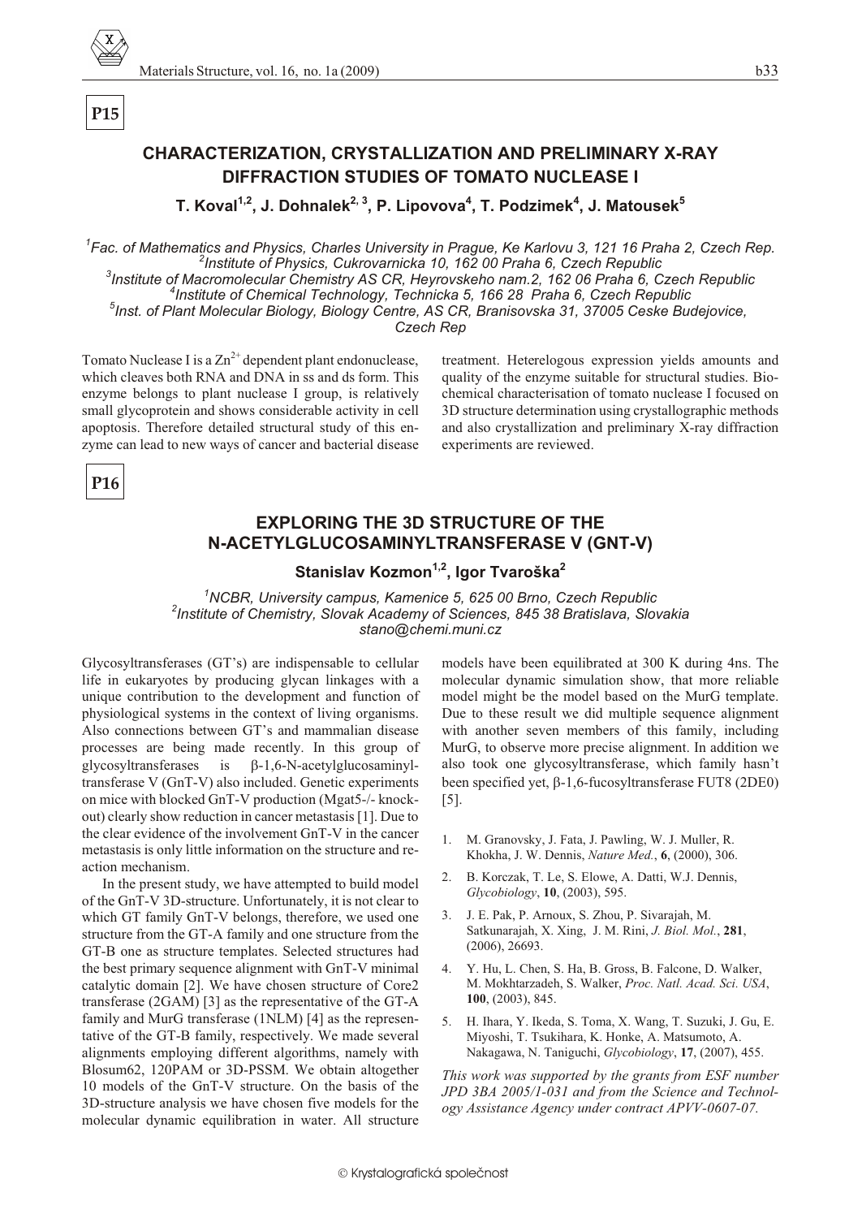**P15**

## CHARACTERIZATION, CRYSTALLIZATION AND PRELIMINARY X-RAY DIFFRACTION STUDIES OF TOMATO NUCLEASE I

**T. Koval[1,2], J. Dohnalek[2,3], P. Lipovova[4], T. Podzimek[4], J. Matousek[5]**

*[1]Fac. of Mathematics and Physics, Charles University in Prague, Ke Karlovu 3, 121 16 Praha 2, Czech Rep.*
*[2]Institute of Physics, Cukrovarnicka 10, 162 00 Praha 6, Czech Republic*
*[3]Institute of Macromolecular Chemistry AS CR, Heyrovskeho nam.2, 162 06 Praha 6, Czech Republic*
*[4]Institute of Chemical Technology, Technicka 5, 166 28 Praha 6, Czech Republic*
*[5]Inst. of Plant Molecular Biology, Biology Centre, AS CR, Branisovska 31, 37005 Ceske Budejovice, Czech Rep*

Tomato Nuclease I is a $Zn^{2+}$ dependent plant endonuclease, which cleaves both RNA and DNA in ss and ds form. This enzyme belongs to plant nuclease I group, is relatively small glycoprotein and shows considerable activity in cell apoptosis. Therefore detailed structural study of this enzyme can lead to new ways of cancer and bacterial disease treatment. Heterelogous expression yields amounts and quality of the enzyme suitable for structural studies. Biochemical characterisation of tomato nuclease I focused on 3D structure determination using crystallographic methods and also crystallization and preliminary X-ray diffraction experiments are reviewed.

**P16**

## EXPLORING THE 3D STRUCTURE OF THE N-ACETYLGLUCOSAMINYLTRANSFERASE V (GNT-V)

**Stanislav Kozmon[1,2], Igor Tvaroška[2]**

*[1]NCBR, University campus, Kamenice 5, 625 00 Brno, Czech Republic*
*[2]Institute of Chemistry, Slovak Academy of Sciences, 845 38 Bratislava, Slovakia*
*stano@chemi.muni.cz*

Glycosyltransferases (GT's) are indispensable to cellular life in eukaryotes by producing glycan linkages with a unique contribution to the development and function of physiological systems in the context of living organisms. Also connections between GT's and mammalian disease processes are being made recently. In this group of glycosyltransferases is β-1,6-N-acetylglucosaminyltransferase V (GnT-V) also included. Genetic experiments on mice with blocked GnT-V production (Mgat5-/- knockout) clearly show reduction in cancer metastasis [1]. Due to the clear evidence of the involvement GnT-V in the cancer metastasis is only little information on the structure and reaction mechanism.

In the present study, we have attempted to build model of the GnT-V 3D-structure. Unfortunately, it is not clear to which GT family GnT-V belongs, therefore, we used one structure from the GT-A family and one structure from the GT-B one as structure templates. Selected structures had the best primary sequence alignment with GnT-V minimal catalytic domain [2]. We have chosen structure of Core2 transferase (2GAM) [3] as the representative of the GT-A family and MurG transferase (1NLM) [4] as the representative of the GT-B family, respectively. We made several alignments employing different algorithms, namely with Blosum62, 120PAM or 3D-PSSM. We obtain altogether 10 models of the GnT-V structure. On the basis of the 3D-structure analysis we have chosen five models for the molecular dynamic equilibration in water. All structure models have been equilibrated at 300 K during 4ns. The molecular dynamic simulation show, that more reliable model might be the model based on the MurG template. Due to these result we did multiple sequence alignment with another seven members of this family, including MurG, to observe more precise alignment. In addition we also took one glycosyltransferase, which family hasn't been specified yet, β-1,6-fucosyltransferase FUT8 (2DE0) [5].

1. M. Granovsky, J. Fata, J. Pawling, W. J. Muller, R. Khokha, J. W. Dennis, *Nature Med.*, **6**, (2000), 306.
2. B. Korczak, T. Le, S. Elowe, A. Datti, W.J. Dennis, *Glycobiology*, **10**, (2003), 595.
3. J. E. Pak, P. Arnoux, S. Zhou, P. Sivarajah, M. Satkunarajah, X. Xing, J. M. Rini, *J. Biol. Mol.*, **281**, (2006), 26693.
4. Y. Hu, L. Chen, S. Ha, B. Gross, B. Falcone, D. Walker, M. Mokhtarzadeh, S. Walker, *Proc. Natl. Acad. Sci. USA*, **100**, (2003), 845.
5. H. Ihara, Y. Ikeda, S. Toma, X. Wang, T. Suzuki, J. Gu, E. Miyoshi, T. Tsukihara, K. Honke, A. Matsumoto, A. Nakagawa, N. Taniguchi, *Glycobiology*, **17**, (2007), 455.

*This work was supported by the grants from ESF number JPD 3BA 2005/1-031 and from the Science and Technology Assistance Agency under contract APVV-0607-07.*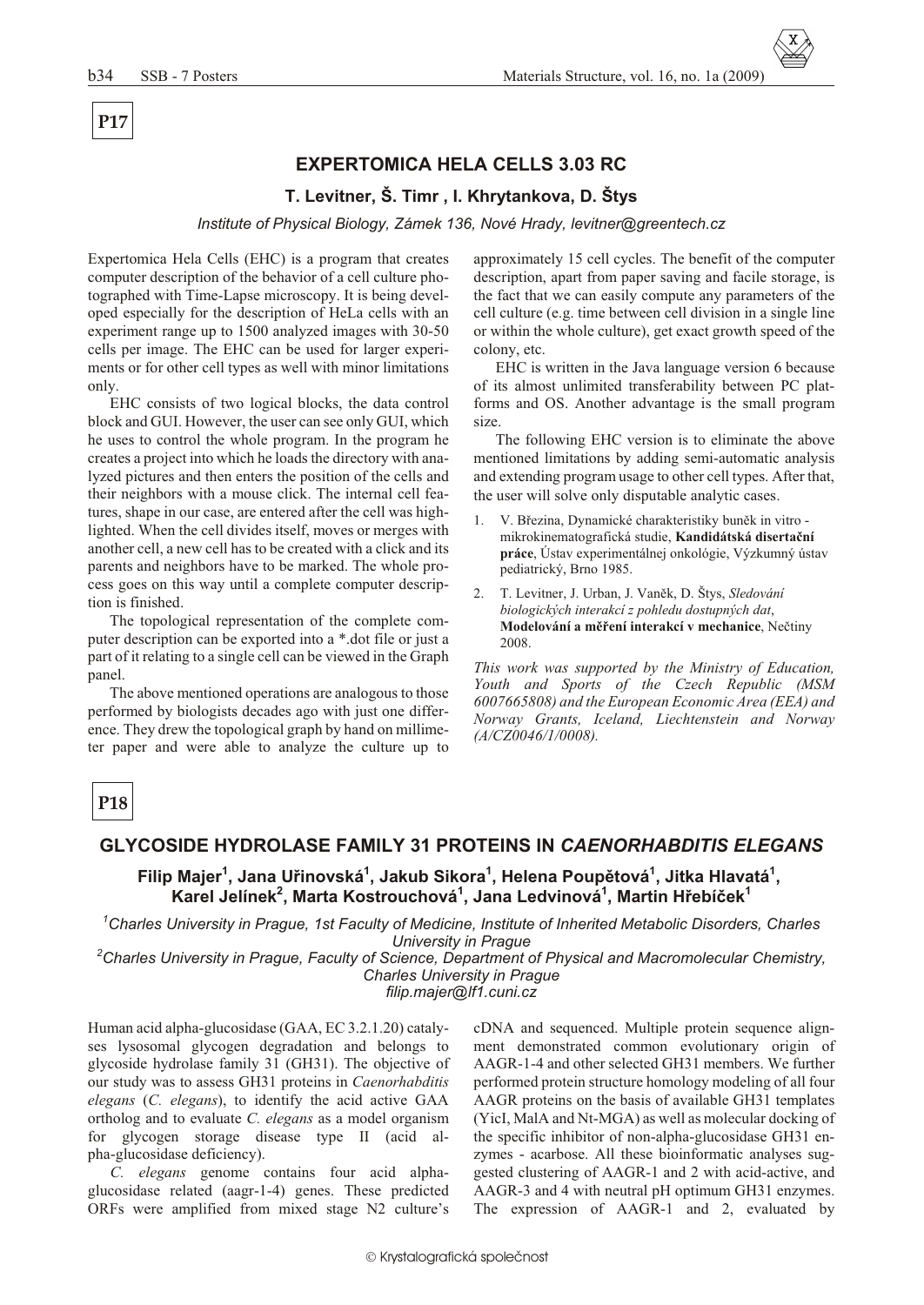**P17**

## EXPERTOMICA HELA CELLS 3.03 RC

### T. Levitner, Š. Timr , I. Khrytankova, D. Štys

*Institute of Physical Biology, Zámek 136, Nové Hrady, levitner@greentech.cz*

Expertomica Hela Cells (EHC) is a program that creates computer description of the behavior of a cell culture photographed with Time-Lapse microscopy. It is being developed especially for the description of HeLa cells with an experiment range up to 1500 analyzed images with 30-50 cells per image. The EHC can be used for larger experiments or for other cell types as well with minor limitations only.

EHC consists of two logical blocks, the data control block and GUI. However, the user can see only GUI, which he uses to control the whole program. In the program he creates a project into which he loads the directory with analyzed pictures and then enters the position of the cells and their neighbors with a mouse click. The internal cell features, shape in our case, are entered after the cell was highlighted. When the cell divides itself, moves or merges with another cell, a new cell has to be created with a click and its parents and neighbors have to be marked. The whole process goes on this way until a complete computer description is finished.

The topological representation of the complete computer description can be exported into a *.dot file or just a part of it relating to a single cell can be viewed in the Graph panel.

The above mentioned operations are analogous to those performed by biologists decades ago with just one difference. They drew the topological graph by hand on millimeter paper and were able to analyze the culture up to approximately 15 cell cycles. The benefit of the computer description, apart from paper saving and facile storage, is the fact that we can easily compute any parameters of the cell culture (e.g. time between cell division in a single line or within the whole culture), get exact growth speed of the colony, etc.

EHC is written in the Java language version 6 because of its almost unlimited transferability between PC platforms and OS. Another advantage is the small program size.

The following EHC version is to eliminate the above mentioned limitations by adding semi-automatic analysis and extending program usage to other cell types. After that, the user will solve only disputable analytic cases.

1. V. Březina, Dynamické charakteristiky buněk in vitro - mikrokinematografická studie, **Kandidátská disertační práce**, Ústav experimentálnej onkológie, Výzkumný ústav pediatrický, Brno 1985.
2. T. Levitner, J. Urban, J. Vaněk, D. Štys, *Sledování biologických interakcí z pohledu dostupných dat*, **Modelování a měření interakcí v mechanice**, Nečtiny 2008.

*This work was supported by the Ministry of Education, Youth and Sports of the Czech Republic (MSM 6007665808) and the European Economic Area (EEA) and Norway Grants, Iceland, Liechtenstein and Norway (A/CZ0046/1/0008).*

**P18**

## GLYCOSIDE HYDROLASE FAMILY 31 PROTEINS IN *CAENORHABDITIS ELEGANS*

### Filip Majer[1], Jana Uřinovská[1], Jakub Sikora[1], Helena Poupětová[1], Jitka Hlavatá[1], Karel Jelínek[2], Marta Kostrouchová[1], Jana Ledvinová[1], Martin Hřebíček[1]

*[1]Charles University in Prague, 1st Faculty of Medicine, Institute of Inherited Metabolic Disorders, Charles University in Prague*
*[2]Charles University in Prague, Faculty of Science, Department of Physical and Macromolecular Chemistry, Charles University in Prague*
*filip.majer@lf1.cuni.cz*

Human acid alpha-glucosidase (GAA, EC 3.2.1.20) catalyses lysosomal glycogen degradation and belongs to glycoside hydrolase family 31 (GH31). The objective of our study was to assess GH31 proteins in *Caenorhabditis elegans* (*C. elegans*), to identify the acid active GAA ortholog and to evaluate *C. elegans* as a model organism for glycogen storage disease type II (acid alpha-glucosidase deficiency).

*C. elegans* genome contains four acid alpha-glucosidase related (aagr-1-4) genes. These predicted ORFs were amplified from mixed stage N2 culture's cDNA and sequenced. Multiple protein sequence alignment demonstrated common evolutionary origin of AAGR-1-4 and other selected GH31 members. We further performed protein structure homology modeling of all four AAGR proteins on the basis of available GH31 templates (YicI, MalA and Nt-MGA) as well as molecular docking of the specific inhibitor of non-alpha-glucosidase GH31 enzymes - acarbose. All these bioinformatic analyses suggested clustering of AAGR-1 and 2 with acid-active, and AAGR-3 and 4 with neutral pH optimum GH31 enzymes. The expression of AAGR-1 and 2, evaluated by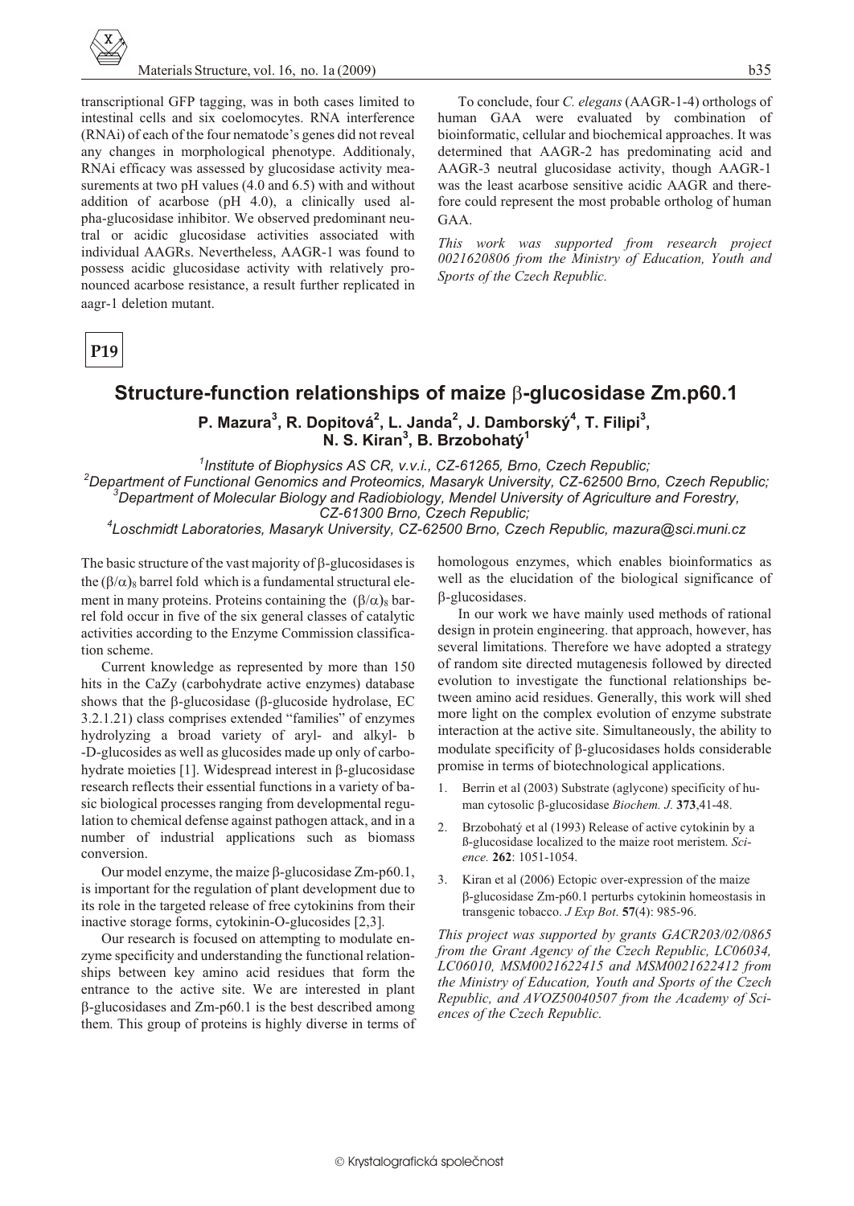transcriptional GFP tagging, was in both cases limited to intestinal cells and six coelomocytes. RNA interference (RNAi) of each of the four nematode's genes did not reveal any changes in morphological phenotype. Additionaly, RNAi efficacy was assessed by glucosidase activity measurements at two pH values (4.0 and 6.5) with and without addition of acarbose (pH 4.0), a clinically used alpha-glucosidase inhibitor. We observed predominant neutral or acidic glucosidase activities associated with individual AAGRs. Nevertheless, AAGR-1 was found to possess acidic glucosidase activity with relatively pronounced acarbose resistance, a result further replicated in aagr-1 deletion mutant.

To conclude, four *C. elegans* (AAGR-1-4) orthologs of human GAA were evaluated by combination of bioinformatic, cellular and biochemical approaches. It was determined that AAGR-2 has predominating acid and AAGR-3 neutral glucosidase activity, though AAGR-1 was the least acarbose sensitive acidic AAGR and therefore could represent the most probable ortholog of human GAA.

*This work was supported from research project 0021620806 from the Ministry of Education, Youth and Sports of the Czech Republic.*

**P19**

## Structure-function relationships of maize β-glucosidase Zm.p60.1

**P. Mazura[3], R. Dopitová[2], L. Janda[2], J. Damborský[4], T. Filipi[3], N. S. Kiran[3], B. Brzobohatý[1]**

[1]*Institute of Biophysics AS CR, v.v.i., CZ-61265, Brno, Czech Republic;*
[2]*Department of Functional Genomics and Proteomics, Masaryk University, CZ-62500 Brno, Czech Republic;*
[3]*Department of Molecular Biology and Radiobiology, Mendel University of Agriculture and Forestry, CZ-61300 Brno, Czech Republic;*
[4]*Loschmidt Laboratories, Masaryk University, CZ-62500 Brno, Czech Republic, mazura@sci.muni.cz*

The basic structure of the vast majority of β-glucosidases is the $(\beta/\alpha)_8$ barrel fold which is a fundamental structural element in many proteins. Proteins containing the $(\beta/\alpha)_8$ barrel fold occur in five of the six general classes of catalytic activities according to the Enzyme Commission classification scheme.

Current knowledge as represented by more than 150 hits in the CaZy (carbohydrate active enzymes) database shows that the β-glucosidase (β-glucoside hydrolase, EC 3.2.1.21) class comprises extended "families" of enzymes hydrolyzing a broad variety of aryl- and alkyl- b -D-glucosides as well as glucosides made up only of carbohydrate moieties [1]. Widespread interest in β-glucosidase research reflects their essential functions in a variety of basic biological processes ranging from developmental regulation to chemical defense against pathogen attack, and in a number of industrial applications such as biomass conversion.

Our model enzyme, the maize β-glucosidase Zm-p60.1, is important for the regulation of plant development due to its role in the targeted release of free cytokinins from their inactive storage forms, cytokinin-O-glucosides [2,3].

Our research is focused on attempting to modulate enzyme specificity and understanding the functional relationships between key amino acid residues that form the entrance to the active site. We are interested in plant β-glucosidases and Zm-p60.1 is the best described among them. This group of proteins is highly diverse in terms of homologous enzymes, which enables bioinformatics as well as the elucidation of the biological significance of β-glucosidases.

In our work we have mainly used methods of rational design in protein engineering. that approach, however, has several limitations. Therefore we have adopted a strategy of random site directed mutagenesis followed by directed evolution to investigate the functional relationships between amino acid residues. Generally, this work will shed more light on the complex evolution of enzyme substrate interaction at the active site. Simultaneously, the ability to modulate specificity of β-glucosidases holds considerable promise in terms of biotechnological applications.

1. Berrin et al (2003) Substrate (aglycone) specificity of human cytosolic β-glucosidase *Biochem. J.* **373**,41-48.
2. Brzobohatý et al (1993) Release of active cytokinin by a ß-glucosidase localized to the maize root meristem. *Science.* **262**: 1051-1054.
3. Kiran et al (2006) Ectopic over-expression of the maize β-glucosidase Zm-p60.1 perturbs cytokinin homeostasis in transgenic tobacco. *J Exp Bot*. **57**(4): 985-96.

*This project was supported by grants GACR203/02/0865 from the Grant Agency of the Czech Republic, LC06034, LC06010, MSM0021622415 and MSM0021622412 from the Ministry of Education, Youth and Sports of the Czech Republic, and AVOZ50040507 from the Academy of Sciences of the Czech Republic.*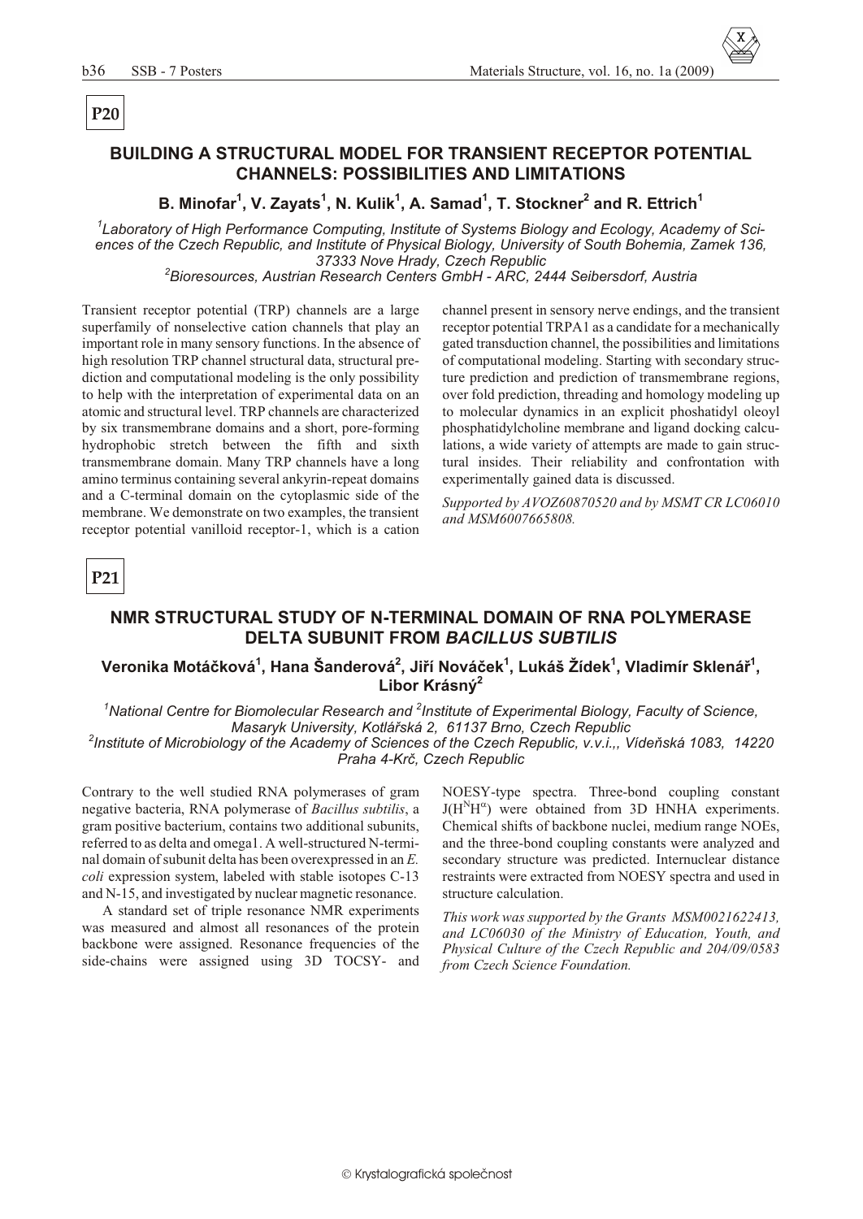**P20**

## BUILDING A STRUCTURAL MODEL FOR TRANSIENT RECEPTOR POTENTIAL CHANNELS: POSSIBILITIES AND LIMITATIONS

**B. Minofar[1], V. Zayats[1], N. Kulik[1], A. Samad[1], T. Stockner[2] and R. Ettrich[1]**

*[1]Laboratory of High Performance Computing, Institute of Systems Biology and Ecology, Academy of Sciences of the Czech Republic, and Institute of Physical Biology, University of South Bohemia, Zamek 136, 37333 Nove Hrady, Czech Republic*
*[2]Bioresources, Austrian Research Centers GmbH - ARC, 2444 Seibersdorf, Austria*

Transient receptor potential (TRP) channels are a large superfamily of nonselective cation channels that play an important role in many sensory functions. In the absence of high resolution TRP channel structural data, structural prediction and computational modeling is the only possibility to help with the interpretation of experimental data on an atomic and structural level. TRP channels are characterized by six transmembrane domains and a short, pore-forming hydrophobic stretch between the fifth and sixth transmembrane domain. Many TRP channels have a long amino terminus containing several ankyrin-repeat domains and a C-terminal domain on the cytoplasmic side of the membrane. We demonstrate on two examples, the transient receptor potential vanilloid receptor-1, which is a cation channel present in sensory nerve endings, and the transient receptor potential TRPA1 as a candidate for a mechanically gated transduction channel, the possibilities and limitations of computational modeling. Starting with secondary structure prediction and prediction of transmembrane regions, over fold prediction, threading and homology modeling up to molecular dynamics in an explicit phoshatidyl oleoyl phosphatidylcholine membrane and ligand docking calculations, a wide variety of attempts are made to gain structural insides. Their reliability and confrontation with experimentally gained data is discussed.

*Supported by AVOZ60870520 and by MSMT CR LC06010 and MSM6007665808.*

**P21**

## NMR STRUCTURAL STUDY OF N-TERMINAL DOMAIN OF RNA POLYMERASE DELTA SUBUNIT FROM *BACILLUS SUBTILIS*

**Veronika Motáčková[1], Hana Šanderová[2], Jiří Nováček[1], Lukáš Žídek[1], Vladimír Sklenář[1], Libor Krásný[2]**

*[1]National Centre for Biomolecular Research and [2]Institute of Experimental Biology, Faculty of Science, Masaryk University, Kotlářská 2, 61137 Brno, Czech Republic*
*[2]Institute of Microbiology of the Academy of Sciences of the Czech Republic, v.v.i.,, Vídeňská 1083, 14220 Praha 4-Krč, Czech Republic*

Contrary to the well studied RNA polymerases of gram negative bacteria, RNA polymerase of *Bacillus subtilis*, a gram positive bacterium, contains two additional subunits, referred to as delta and omega1. A well-structured N-terminal domain of subunit delta has been overexpressed in an *E. coli* expression system, labeled with stable isotopes C-13 and N-15, and investigated by nuclear magnetic resonance.

A standard set of triple resonance NMR experiments was measured and almost all resonances of the protein backbone were assigned. Resonance frequencies of the side-chains were assigned using 3D TOCSY- and NOESY-type spectra. Three-bond coupling constant $J(H^N H^\alpha)$ were obtained from 3D HNHA experiments. Chemical shifts of backbone nuclei, medium range NOEs, and the three-bond coupling constants were analyzed and secondary structure was predicted. Internuclear distance restraints were extracted from NOESY spectra and used in structure calculation.

*This work was supported by the Grants MSM0021622413, and LC06030 of the Ministry of Education, Youth, and Physical Culture of the Czech Republic and 204/09/0583 from Czech Science Foundation.*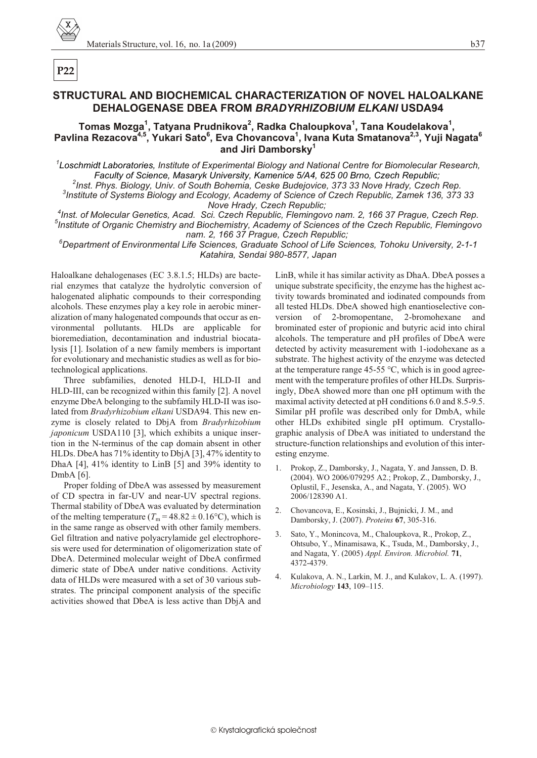**P22**

# STRUCTURAL AND BIOCHEMICAL CHARACTERIZATION OF NOVEL HALOALKANE DEHALOGENASE DBEA FROM *BRADYRHIZOBIUM ELKANI* USDA94

**Tomas Mozga[1], Tatyana Prudnikova[2], Radka Chaloupkova[1], Tana Koudelakova[1], Pavlina Rezacova[4,5], Yukari Sato[6], Eva Chovancova[1], Ivana Kuta Smatanova[2,3], Yuji Nagata[6] and Jiri Damborsky[1]**

[1]*Loschmidt Laboratories, Institute of Experimental Biology and National Centre for Biomolecular Research, Faculty of Science, Masaryk University, Kamenice 5/A4, 625 00 Brno, Czech Republic;*
[2]*Inst. Phys. Biology, Univ. of South Bohemia, Ceske Budejovice, 373 33 Nove Hrady, Czech Rep.*
[3]*Institute of Systems Biology and Ecology, Academy of Science of Czech Republic, Zamek 136, 373 33 Nove Hrady, Czech Republic;*
[4]*Inst. of Molecular Genetics, Acad. Sci. Czech Republic, Flemingovo nam. 2, 166 37 Prague, Czech Rep.*
[5]*Institute of Organic Chemistry and Biochemistry, Academy of Sciences of the Czech Republic, Flemingovo nam. 2, 166 37 Prague, Czech Republic;*
[6]*Department of Environmental Life Sciences, Graduate School of Life Sciences, Tohoku University, 2-1-1 Katahira, Sendai 980-8577, Japan*

Haloalkane dehalogenases (EC 3.8.1.5; HLDs) are bacterial enzymes that catalyze the hydrolytic conversion of halogenated aliphatic compounds to their corresponding alcohols. These enzymes play a key role in aerobic mineralization of many halogenated compounds that occur as environmental pollutants. HLDs are applicable for bioremediation, decontamination and industrial biocatalysis [1]. Isolation of a new family members is important for evolutionary and mechanistic studies as well as for biotechnological applications.

Three subfamilies, denoted HLD-I, HLD-II and HLD-III, can be recognized within this family [2]. A novel enzyme DbeA belonging to the subfamily HLD-II was isolated from *Bradyrhizobium elkani* USDA94. This new enzyme is closely related to DbjA from *Bradyrhizobium japonicum* USDA110 [3], which exhibits a unique insertion in the N-terminus of the cap domain absent in other HLDs. DbeA has 71% identity to DbjA [3], 47% identity to DhaA [4], 41% identity to LinB [5] and 39% identity to DmbA [6].

Proper folding of DbeA was assessed by measurement of CD spectra in far-UV and near-UV spectral regions. Thermal stability of DbeA was evaluated by determination of the melting temperature ($T_m = 48.82 \pm 0.16$°C), which is in the same range as observed with other family members. Gel filtration and native polyacrylamide gel electrophoresis were used for determination of oligomerization state of DbeA. Determined molecular weight of DbeA confirmed dimeric state of DbeA under native conditions. Activity data of HLDs were measured with a set of 30 various substrates. The principal component analysis of the specific activities showed that DbeA is less active than DbjA and LinB, while it has similar activity as DhaA. DbeA posses a unique substrate specificity, the enzyme has the highest activity towards brominated and iodinated compounds from all tested HLDs. DbeA showed high enantioselective conversion of 2-bromopentane, 2-bromohexane and brominated ester of propionic and butyric acid into chiral alcohols. The temperature and pH profiles of DbeA were detected by activity measurement with 1-iodohexane as a substrate. The highest activity of the enzyme was detected at the temperature range 45-55 °C, which is in good agreement with the temperature profiles of other HLDs. Surprisingly, DbeA showed more than one pH optimum with the maximal activity detected at pH conditions 6.0 and 8.5-9.5. Similar pH profile was described only for DmbA, while other HLDs exhibited single pH optimum. Crystallographic analysis of DbeA was initiated to understand the structure-function relationships and evolution of this interesting enzyme.

1. Prokop, Z., Damborsky, J., Nagata, Y. and Janssen, D. B. (2004). WO 2006/079295 A2.; Prokop, Z., Damborsky, J., Oplustil, F., Jesenska, A., and Nagata, Y. (2005). WO 2006/128390 A1.
2. Chovancova, E., Kosinski, J., Bujnicki, J. M., and Damborsky, J. (2007). *Proteins* **67**, 305-316.
3. Sato, Y., Monincova, M., Chaloupkova, R., Prokop, Z., Ohtsubo, Y., Minamisawa, K., Tsuda, M., Damborsky, J., and Nagata, Y. (2005) *Appl. Environ. Microbiol.* **71**, 4372-4379.
4. Kulakova, A. N., Larkin, M. J., and Kulakov, L. A. (1997). *Microbiology* **143**, 109–115.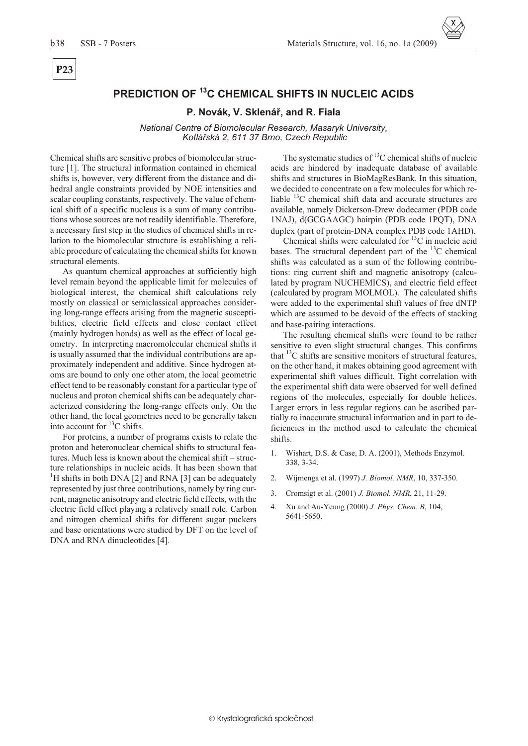**P23**

# PREDICTION OF $^{13}C$ CHEMICAL SHIFTS IN NUCLEIC ACIDS

**P. Novák, V. Sklenář, and R. Fiala**

*National Centre of Biomolecular Research, Masaryk University, Kotlářská 2, 611 37 Brno, Czech Republic*

Chemical shifts are sensitive probes of biomolecular structure [1]. The structural information contained in chemical shifts is, however, very different from the distance and dihedral angle constraints provided by NOE intensities and scalar coupling constants, respectively. The value of chemical shift of a specific nucleus is a sum of many contributions whose sources are not readily identifiable. Therefore, a necessary first step in the studies of chemical shifts in relation to the biomolecular structure is establishing a reliable procedure of calculating the chemical shifts for known structural elements.

As quantum chemical approaches at sufficiently high level remain beyond the applicable limit for molecules of biological interest, the chemical shift calculations rely mostly on classical or semiclassical approaches considering long-range effects arising from the magnetic susceptibilities, electric field effects and close contact effect (mainly hydrogen bonds) as well as the effect of local geometry. In interpreting macromolecular chemical shifts it is usually assumed that the individual contributions are approximately independent and additive. Since hydrogen atoms are bound to only one other atom, the local geometric effect tend to be reasonably constant for a particular type of nucleus and proton chemical shifts can be adequately characterized considering the long-range effects only. On the other hand, the local geometries need to be generally taken into account for $^{13}C$ shifts.

For proteins, a number of programs exists to relate the proton and heteronuclear chemical shifts to structural features. Much less is known about the chemical shift – structure relationships in nucleic acids. It has been shown that $^{1}H$ shifts in both DNA [2] and RNA [3] can be adequately represented by just three contributions, namely by ring current, magnetic anisotropy and electric field effects, with the electric field effect playing a relatively small role. Carbon and nitrogen chemical shifts for different sugar puckers and base orientations were studied by DFT on the level of DNA and RNA dinucleotides [4].

The systematic studies of $^{13}C$ chemical shifts of nucleic acids are hindered by inadequate database of available shifts and structures in BioMagResBank. In this situation, we decided to concentrate on a few molecules for which reliable $^{13}C$ chemical shift data and accurate structures are available, namely Dickerson-Drew dodecamer (PDB code 1NAJ), d(GCGAAGC) hairpin (PDB code 1PQT), DNA duplex (part of protein-DNA complex PDB code 1AHD).

Chemical shifts were calculated for $^{13}C$ in nucleic acid bases. The structural dependent part of the $^{13}C$ chemical shifts was calculated as a sum of the following contributions: ring current shift and magnetic anisotropy (calculated by program NUCHEMICS), and electric field effect (calculated by program MOLMOL). The calculated shifts were added to the experimental shift values of free dNTP which are assumed to be devoid of the effects of stacking and base-pairing interactions.

The resulting chemical shifts were found to be rather sensitive to even slight structural changes. This confirms that $^{13}C$ shifts are sensitive monitors of structural features, on the other hand, it makes obtaining good agreement with experimental shift values difficult. Tight correlation with the experimental shift data were observed for well defined regions of the molecules, especially for double helices. Larger errors in less regular regions can be ascribed partially to inaccurate structural information and in part to deficiencies in the method used to calculate the chemical shifts.

1. Wishart, D.S. & Case, D. A. (2001), Methods Enzymol. 338, 3-34.
2. Wijmenga et al. (1997) *J. Biomol. NMR*, 10, 337-350.
3. Cromsigt et al. (2001) *J. Biomol. NMR*, 21, 11-29.
4. Xu and Au-Yeung (2000) *J. Phys. Chem. B*, 104, 5641-5650.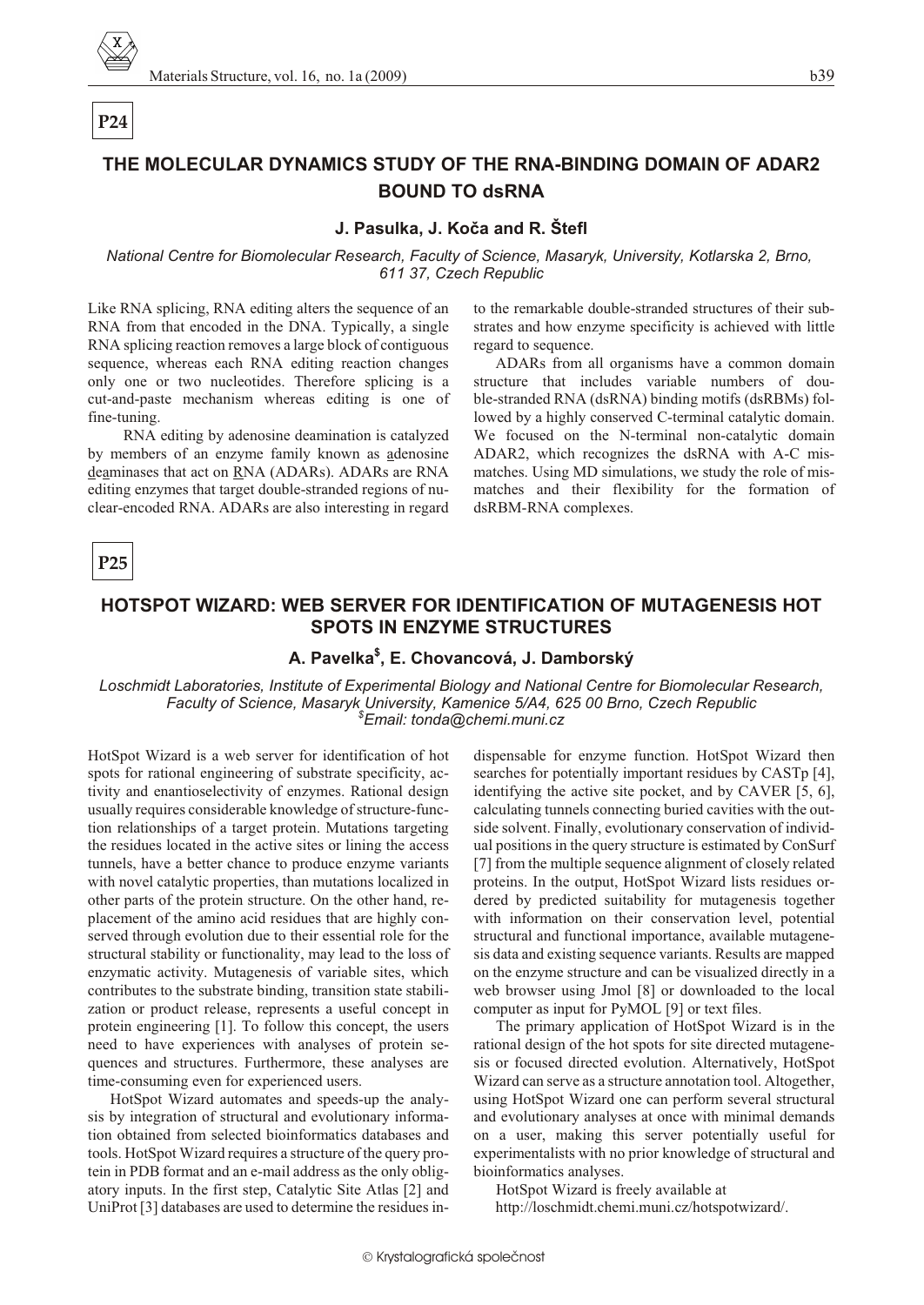**P24**

## THE MOLECULAR DYNAMICS STUDY OF THE RNA-BINDING DOMAIN OF ADAR2 BOUND TO dsRNA

**J. Pasulka, J. Koča and R. Štefl**

*National Centre for Biomolecular Research, Faculty of Science, Masaryk, University, Kotlarska 2, Brno, 611 37, Czech Republic*

Like RNA splicing, RNA editing alters the sequence of an RNA from that encoded in the DNA. Typically, a single RNA splicing reaction removes a large block of contiguous sequence, whereas each RNA editing reaction changes only one or two nucleotides. Therefore splicing is a cut-and-paste mechanism whereas editing is one of fine-tuning.

RNA editing by adenosine deamination is catalyzed by members of an enzyme family known as adenosine deaminases that act on RNA (ADARs). ADARs are RNA editing enzymes that target double-stranded regions of nuclear-encoded RNA. ADARs are also interesting in regard to the remarkable double-stranded structures of their substrates and how enzyme specificity is achieved with little regard to sequence.

ADARs from all organisms have a common domain structure that includes variable numbers of double-stranded RNA (dsRNA) binding motifs (dsRBMs) followed by a highly conserved C-terminal catalytic domain. We focused on the N-terminal non-catalytic domain ADAR2, which recognizes the dsRNA with A-C mismatches. Using MD simulations, we study the role of mismatches and their flexibility for the formation of dsRBM-RNA complexes.

**P25**

## HOTSPOT WIZARD: WEB SERVER FOR IDENTIFICATION OF MUTAGENESIS HOT SPOTS IN ENZYME STRUCTURES

**A. Pavelka[$], E. Chovancová, J. Damborský**

*Loschmidt Laboratories, Institute of Experimental Biology and National Centre for Biomolecular Research, Faculty of Science, Masaryk University, Kamenice 5/A4, 625 00 Brno, Czech Republic*
*[$]Email: tonda@chemi.muni.cz*

HotSpot Wizard is a web server for identification of hot spots for rational engineering of substrate specificity, activity and enantioselectivity of enzymes. Rational design usually requires considerable knowledge of structure-function relationships of a target protein. Mutations targeting the residues located in the active sites or lining the access tunnels, have a better chance to produce enzyme variants with novel catalytic properties, than mutations localized in other parts of the protein structure. On the other hand, replacement of the amino acid residues that are highly conserved through evolution due to their essential role for the structural stability or functionality, may lead to the loss of enzymatic activity. Mutagenesis of variable sites, which contributes to the substrate binding, transition state stabilization or product release, represents a useful concept in protein engineering [1]. To follow this concept, the users need to have experiences with analyses of protein sequences and structures. Furthermore, these analyses are time-consuming even for experienced users.

HotSpot Wizard automates and speeds-up the analysis by integration of structural and evolutionary information obtained from selected bioinformatics databases and tools. HotSpot Wizard requires a structure of the query protein in PDB format and an e-mail address as the only obligatory inputs. In the first step, Catalytic Site Atlas [2] and UniProt [3] databases are used to determine the residues indispensable for enzyme function. HotSpot Wizard then searches for potentially important residues by CASTp [4], identifying the active site pocket, and by CAVER [5, 6], calculating tunnels connecting buried cavities with the outside solvent. Finally, evolutionary conservation of individual positions in the query structure is estimated by ConSurf [7] from the multiple sequence alignment of closely related proteins. In the output, HotSpot Wizard lists residues ordered by predicted suitability for mutagenesis together with information on their conservation level, potential structural and functional importance, available mutagenesis data and existing sequence variants. Results are mapped on the enzyme structure and can be visualized directly in a web browser using Jmol [8] or downloaded to the local computer as input for PyMOL [9] or text files.

The primary application of HotSpot Wizard is in the rational design of the hot spots for site directed mutagenesis or focused directed evolution. Alternatively, HotSpot Wizard can serve as a structure annotation tool. Altogether, using HotSpot Wizard one can perform several structural and evolutionary analyses at once with minimal demands on a user, making this server potentially useful for experimentalists with no prior knowledge of structural and bioinformatics analyses.

HotSpot Wizard is freely available at
http://loschmidt.chemi.muni.cz/hotspotwizard/.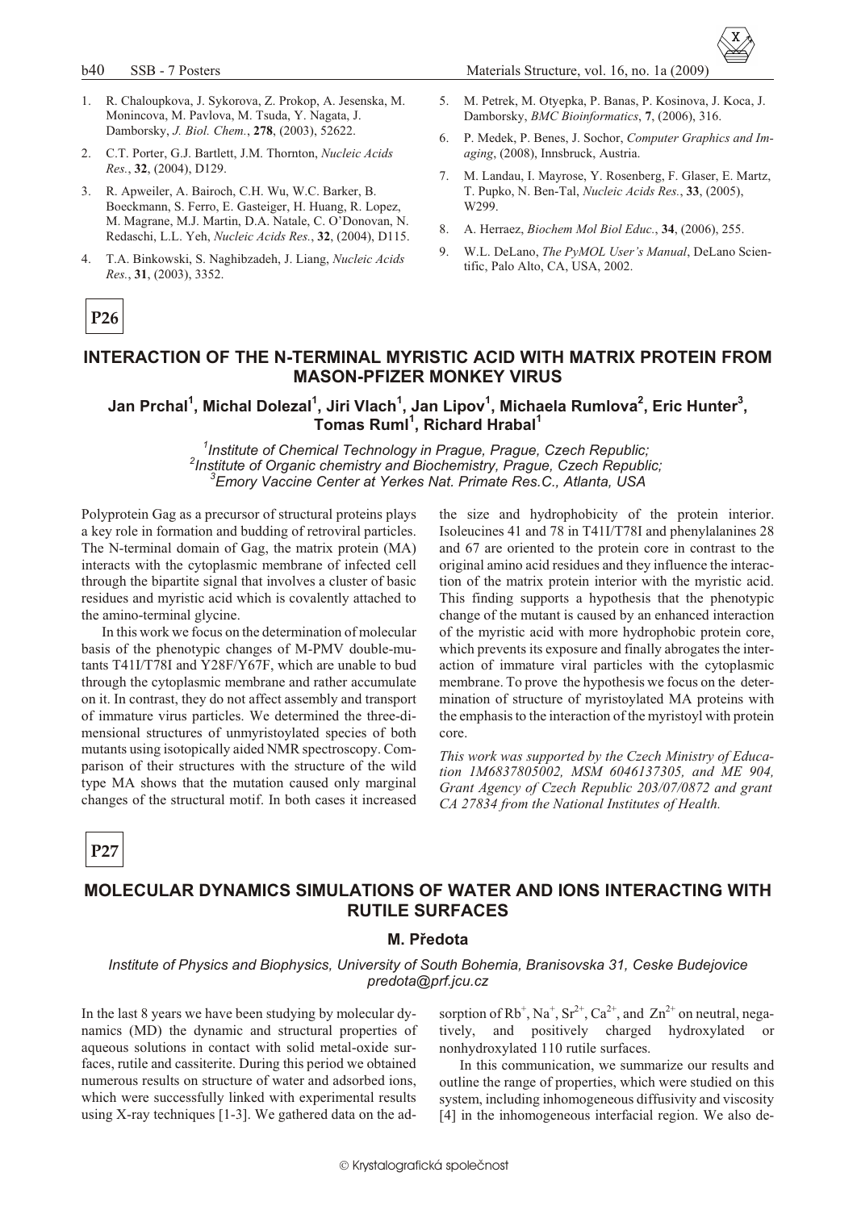1. R. Chaloupkova, J. Sykorova, Z. Prokop, A. Jesenska, M. Monincova, M. Pavlova, M. Tsuda, Y. Nagata, J. Damborsky, *J. Biol. Chem.*, **278**, (2003), 52622.
2. C.T. Porter, G.J. Bartlett, J.M. Thornton, *Nucleic Acids Res.*, **32**, (2004), D129.
3. R. Apweiler, A. Bairoch, C.H. Wu, W.C. Barker, B. Boeckmann, S. Ferro, E. Gasteiger, H. Huang, R. Lopez, M. Magrane, M.J. Martin, D.A. Natale, C. O'Donovan, N. Redaschi, L.L. Yeh, *Nucleic Acids Res.*, **32**, (2004), D115.
4. T.A. Binkowski, S. Naghibzadeh, J. Liang, *Nucleic Acids Res.*, **31**, (2003), 3352.
5. M. Petrek, M. Otyepka, P. Banas, P. Kosinova, J. Koca, J. Damborsky, *BMC Bioinformatics*, **7**, (2006), 316.
6. P. Medek, P. Benes, J. Sochor, *Computer Graphics and Imaging*, (2008), Innsbruck, Austria.
7. M. Landau, I. Mayrose, Y. Rosenberg, F. Glaser, E. Martz, T. Pupko, N. Ben-Tal, *Nucleic Acids Res.*, **33**, (2005), W299.
8. A. Herraez, *Biochem Mol Biol Educ.*, **34**, (2006), 255.
9. W.L. DeLano, *The PyMOL User's Manual*, DeLano Scientific, Palo Alto, CA, USA, 2002.

**P26**

## INTERACTION OF THE N-TERMINAL MYRISTIC ACID WITH MATRIX PROTEIN FROM MASON-PFIZER MONKEY VIRUS

**Jan Prchal[1], Michal Dolezal[1], Jiri Vlach[1], Jan Lipov[1], Michaela Rumlova[2], Eric Hunter[3], Tomas Ruml[1], Richard Hrabal[1]**

*[1]Institute of Chemical Technology in Prague, Prague, Czech Republic;*
*[2]Institute of Organic chemistry and Biochemistry, Prague, Czech Republic;*
*[3]Emory Vaccine Center at Yerkes Nat. Primate Res.C., Atlanta, USA*

Polyprotein Gag as a precursor of structural proteins plays a key role in formation and budding of retroviral particles. The N-terminal domain of Gag, the matrix protein (MA) interacts with the cytoplasmic membrane of infected cell through the bipartite signal that involves a cluster of basic residues and myristic acid which is covalently attached to the amino-terminal glycine.

In this work we focus on the determination of molecular basis of the phenotypic changes of M-PMV double-mutants T41I/T78I and Y28F/Y67F, which are unable to bud through the cytoplasmic membrane and rather accumulate on it. In contrast, they do not affect assembly and transport of immature virus particles. We determined the three-dimensional structures of unmyristoylated species of both mutants using isotopically aided NMR spectroscopy. Comparison of their structures with the structure of the wild type MA shows that the mutation caused only marginal changes of the structural motif. In both cases it increased the size and hydrophobicity of the protein interior. Isoleucines 41 and 78 in T41I/T78I and phenylalanines 28 and 67 are oriented to the protein core in contrast to the original amino acid residues and they influence the interaction of the matrix protein interior with the myristic acid. This finding supports a hypothesis that the phenotypic change of the mutant is caused by an enhanced interaction of the myristic acid with more hydrophobic protein core, which prevents its exposure and finally abrogates the interaction of immature viral particles with the cytoplasmic membrane. To prove the hypothesis we focus on the determination of structure of myristoylated MA proteins with the emphasis to the interaction of the myristoyl with protein core.

*This work was supported by the Czech Ministry of Education 1M6837805002, MSM 6046137305, and ME 904, Grant Agency of Czech Republic 203/07/0872 and grant CA 27834 from the National Institutes of Health.*

**P27**

## MOLECULAR DYNAMICS SIMULATIONS OF WATER AND IONS INTERACTING WITH RUTILE SURFACES

**M. Předota**

*Institute of Physics and Biophysics, University of South Bohemia, Branisovska 31, Ceske Budejovice predota@prf.jcu.cz*

In the last 8 years we have been studying by molecular dynamics (MD) the dynamic and structural properties of aqueous solutions in contact with solid metal-oxide surfaces, rutile and cassiterite. During this period we obtained numerous results on structure of water and adsorbed ions, which were successfully linked with experimental results using X-ray techniques [1-3]. We gathered data on the adsorption of $Rb^{+}$, $Na^{+}$, $Sr^{2+}$, $Ca^{2+}$, and $Zn^{2+}$ on neutral, negatively, and positively charged hydroxylated or nonhydroxylated 110 rutile surfaces.

In this communication, we summarize our results and outline the range of properties, which were studied on this system, including inhomogeneous diffusivity and viscosity [4] in the inhomogeneous interfacial region. We also de-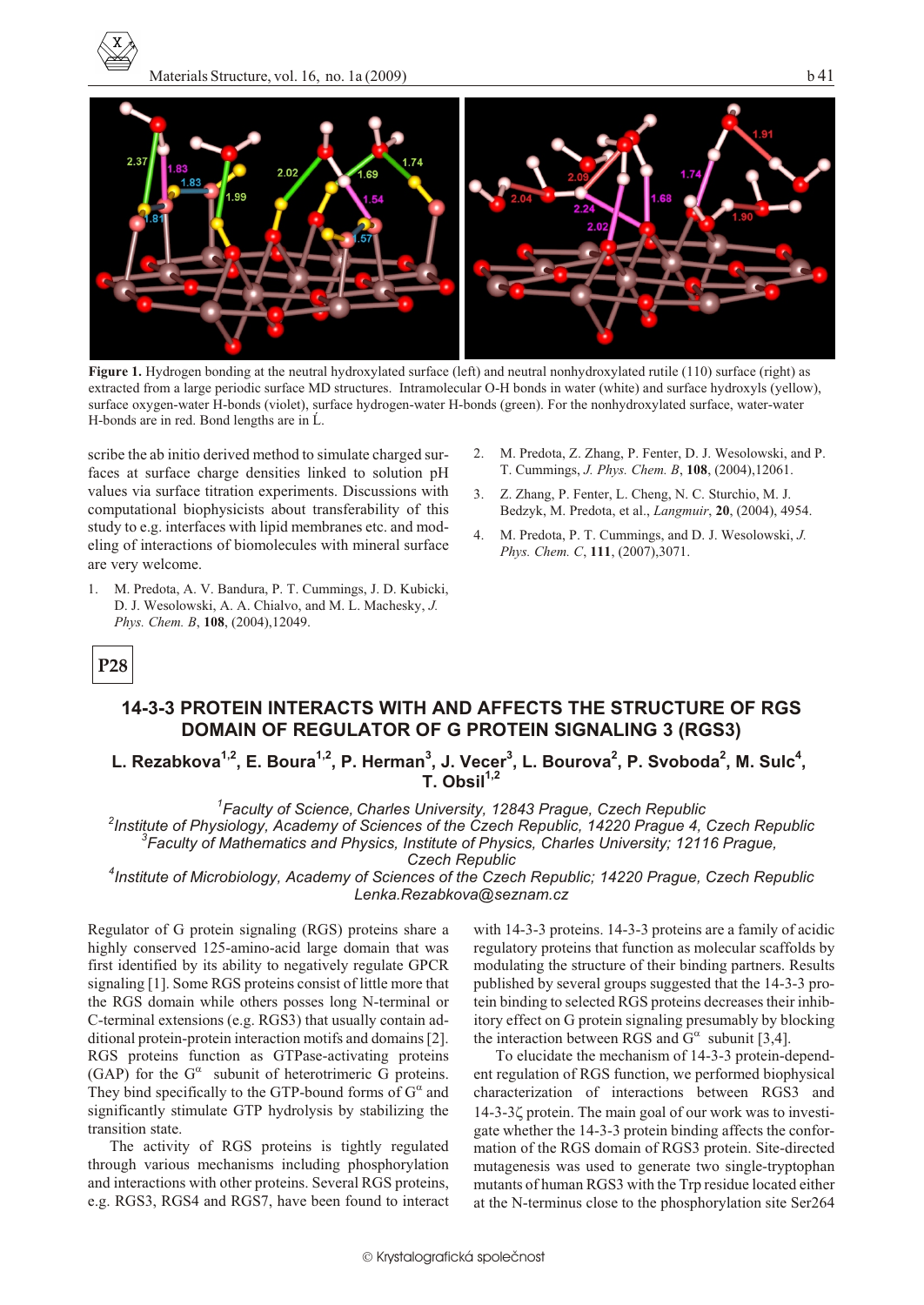**Figure 1.** Hydrogen bonding at the neutral hydroxylated surface (left) and neutral nonhydroxylated rutile (110) surface (right) as extracted from a large periodic surface MD structures. Intramolecular O-H bonds in water (white) and surface hydroxyls (yellow), surface oxygen-water H-bonds (violet), surface hydrogen-water H-bonds (green). For the nonhydroxylated surface, water-water H-bonds are in red. Bond lengths are in Ĺ.

scribe the ab initio derived method to simulate charged surfaces at surface charge densities linked to solution pH values via surface titration experiments. Discussions with computational biophysicists about transferability of this study to e.g. interfaces with lipid membranes etc. and modeling of interactions of biomolecules with mineral surface are very welcome.

1. M. Predota, A. V. Bandura, P. T. Cummings, J. D. Kubicki, D. J. Wesolowski, A. A. Chialvo, and M. L. Machesky, *J. Phys. Chem. B*, **108**, (2004),12049.
2. M. Predota, Z. Zhang, P. Fenter, D. J. Wesolowski, and P. T. Cummings, *J. Phys. Chem. B*, **108**, (2004),12061.
3. Z. Zhang, P. Fenter, L. Cheng, N. C. Sturchio, M. J. Bedzyk, M. Predota, et al., *Langmuir*, **20**, (2004), 4954.
4. M. Predota, P. T. Cummings, and D. J. Wesolowski, *J. Phys. Chem. C*, **111**, (2007),3071.

**P28**

## 14-3-3 PROTEIN INTERACTS WITH AND AFFECTS THE STRUCTURE OF RGS DOMAIN OF REGULATOR OF G PROTEIN SIGNALING 3 (RGS3)

**L. Rezabkova[1,2], E. Boura[1,2], P. Herman[3], J. Vecer[3], L. Bourova[2], P. Svoboda[2], M. Sulc[4], T. Obsil[1,2]**

[1]*Faculty of Science, Charles University, 12843 Prague, Czech Republic*
[2]*Institute of Physiology, Academy of Sciences of the Czech Republic, 14220 Prague 4, Czech Republic*
[3]*Faculty of Mathematics and Physics, Institute of Physics, Charles University; 12116 Prague, Czech Republic*
[4]*Institute of Microbiology, Academy of Sciences of the Czech Republic; 14220 Prague, Czech Republic*
*Lenka.Rezabkova@seznam.cz*

Regulator of G protein signaling (RGS) proteins share a highly conserved 125-amino-acid large domain that was first identified by its ability to negatively regulate GPCR signaling [1]. Some RGS proteins consist of little more that the RGS domain while others posses long N-terminal or C-terminal extensions (e.g. RGS3) that usually contain additional protein-protein interaction motifs and domains [2]. RGS proteins function as GTPase-activating proteins (GAP) for the $G^{\alpha}$ subunit of heterotrimeric G proteins. They bind specifically to the GTP-bound forms of $G^{\alpha}$ and significantly stimulate GTP hydrolysis by stabilizing the transition state.

The activity of RGS proteins is tightly regulated through various mechanisms including phosphorylation and interactions with other proteins. Several RGS proteins, e.g. RGS3, RGS4 and RGS7, have been found to interact with 14-3-3 proteins. 14-3-3 proteins are a family of acidic regulatory proteins that function as molecular scaffolds by modulating the structure of their binding partners. Results published by several groups suggested that the 14-3-3 protein binding to selected RGS proteins decreases their inhibitory effect on G protein signaling presumably by blocking the interaction between RGS and $G^{\alpha}$ subunit [3,4].

To elucidate the mechanism of 14-3-3 protein-dependent regulation of RGS function, we performed biophysical characterization of interactions between RGS3 and 14-3-3ζ protein. The main goal of our work was to investigate whether the 14-3-3 protein binding affects the conformation of the RGS domain of RGS3 protein. Site-directed mutagenesis was used to generate two single-tryptophan mutants of human RGS3 with the Trp residue located either at the N-terminus close to the phosphorylation site Ser264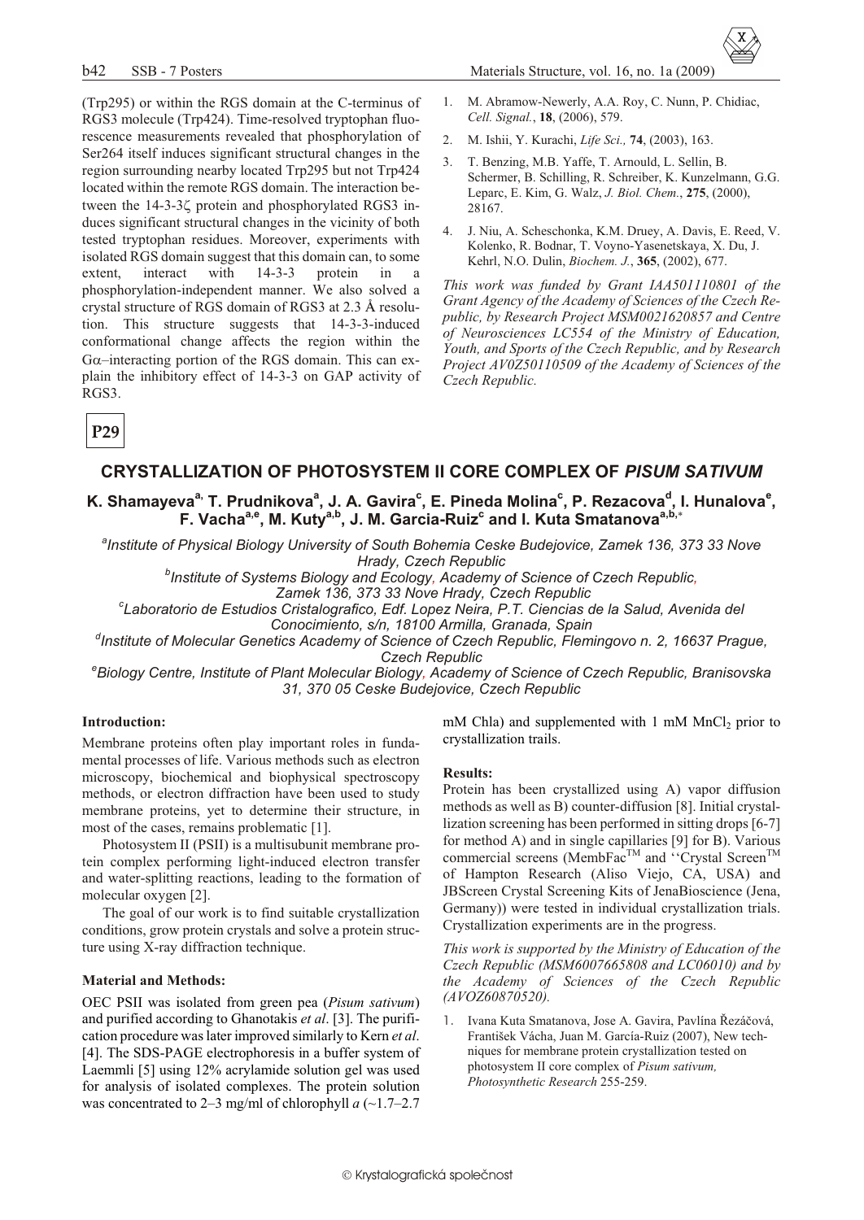(Trp295) or within the RGS domain at the C-terminus of RGS3 molecule (Trp424). Time-resolved tryptophan fluorescence measurements revealed that phosphorylation of Ser264 itself induces significant structural changes in the region surrounding nearby located Trp295 but not Trp424 located within the remote RGS domain. The interaction between the 14-3-3ζ protein and phosphorylated RGS3 induces significant structural changes in the vicinity of both tested tryptophan residues. Moreover, experiments with isolated RGS domain suggest that this domain can, to some extent, interact with 14-3-3 protein in a phosphorylation-independent manner. We also solved a crystal structure of RGS domain of RGS3 at 2.3 Å resolution. This structure suggests that 14-3-3-induced conformational change affects the region within the Gα–interacting portion of the RGS domain. This can explain the inhibitory effect of 14-3-3 on GAP activity of RGS3.

1. M. Abramow-Newerly, A.A. Roy, C. Nunn, P. Chidiac, *Cell. Signal.*, **18**, (2006), 579.
2. M. Ishii, Y. Kurachi, *Life Sci.,* **74**, (2003), 163.
3. T. Benzing, M.B. Yaffe, T. Arnould, L. Sellin, B. Schermer, B. Schilling, R. Schreiber, K. Kunzelmann, G.G. Leparc, E. Kim, G. Walz, *J. Biol. Chem.*, **275**, (2000), 28167.
4. J. Niu, A. Scheschonka, K.M. Druey, A. Davis, E. Reed, V. Kolenko, R. Bodnar, T. Voyno-Yasenetskaya, X. Du, J. Kehrl, N.O. Dulin, *Biochem. J.*, **365**, (2002), 677.

*This work was funded by Grant IAA501110801 of the Grant Agency of the Academy of Sciences of the Czech Republic, by Research Project MSM0021620857 and Centre of Neurosciences LC554 of the Ministry of Education, Youth, and Sports of the Czech Republic, and by Research Project AV0Z50110509 of the Academy of Sciences of the Czech Republic.*

**P29**

## CRYSTALLIZATION OF PHOTOSYSTEM II CORE COMPLEX OF *PISUM SATIVUM*

**K. Shamayeva[a], T. Prudnikova[a], J. A. Gavira[c], E. Pineda Molina[c], P. Rezacova[d], I. Hunalova[e], F. Vacha[a,e], M. Kuty[a,b], J. M. Garcia-Ruiz[c] and I. Kuta Smatanova[a,b,*]**

[a]*Institute of Physical Biology University of South Bohemia Ceske Budejovice, Zamek 136, 373 33 Nove Hrady, Czech Republic*

[b]*Institute of Systems Biology and Ecology, Academy of Science of Czech Republic, Zamek 136, 373 33 Nove Hrady, Czech Republic*

[c]*Laboratorio de Estudios Cristalografico, Edf. Lopez Neira, P.T. Ciencias de la Salud, Avenida del Conocimiento, s/n, 18100 Armilla, Granada, Spain*

[d]*Institute of Molecular Genetics Academy of Science of Czech Republic, Flemingovo n. 2, 16637 Prague, Czech Republic*

[e]*Biology Centre, Institute of Plant Molecular Biology, Academy of Science of Czech Republic, Branisovska 31, 370 05 Ceske Budejovice, Czech Republic*

### Introduction:

Membrane proteins often play important roles in fundamental processes of life. Various methods such as electron microscopy, biochemical and biophysical spectroscopy methods, or electron diffraction have been used to study membrane proteins, yet to determine their structure, in most of the cases, remains problematic [1].

Photosystem II (PSII) is a multisubunit membrane protein complex performing light-induced electron transfer and water-splitting reactions, leading to the formation of molecular oxygen [2].

The goal of our work is to find suitable crystallization conditions, grow protein crystals and solve a protein structure using X-ray diffraction technique.

### Material and Methods:

OEC PSII was isolated from green pea (*Pisum sativum*) and purified according to Ghanotakis *et al*. [3]. The purification procedure was later improved similarly to Kern *et al*. [4]. The SDS-PAGE electrophoresis in a buffer system of Laemmli [5] using 12% acrylamide solution gel was used for analysis of isolated complexes. The protein solution was concentrated to 2–3 mg/ml of chlorophyll *a* (~1.7–2.7 mM Chla) and supplemented with 1 mM $MnCl_2$ prior to crystallization trails.

### Results:

Protein has been crystallized using A) vapor diffusion methods as well as B) counter-diffusion [8]. Initial crystallization screening has been performed in sitting drops [6-7] for method A) and in single capillaries [9] for B). Various commercial screens (MembFac™ and ''Crystal Screen™ of Hampton Research (Aliso Viejo, CA, USA) and JBScreen Crystal Screening Kits of JenaBioscience (Jena, Germany)) were tested in individual crystallization trials. Crystallization experiments are in the progress.

*This work is supported by the Ministry of Education of the Czech Republic (MSM6007665808 and LC06010) and by the Academy of Sciences of the Czech Republic (AVOZ60870520).*

1. Ivana Kuta Smatanova, Jose A. Gavira, Pavlína Řezáčová, František Vácha, Juan M. García-Ruiz (2007), New techniques for membrane protein crystallization tested on photosystem II core complex of *Pisum sativum, Photosynthetic Research* 255-259.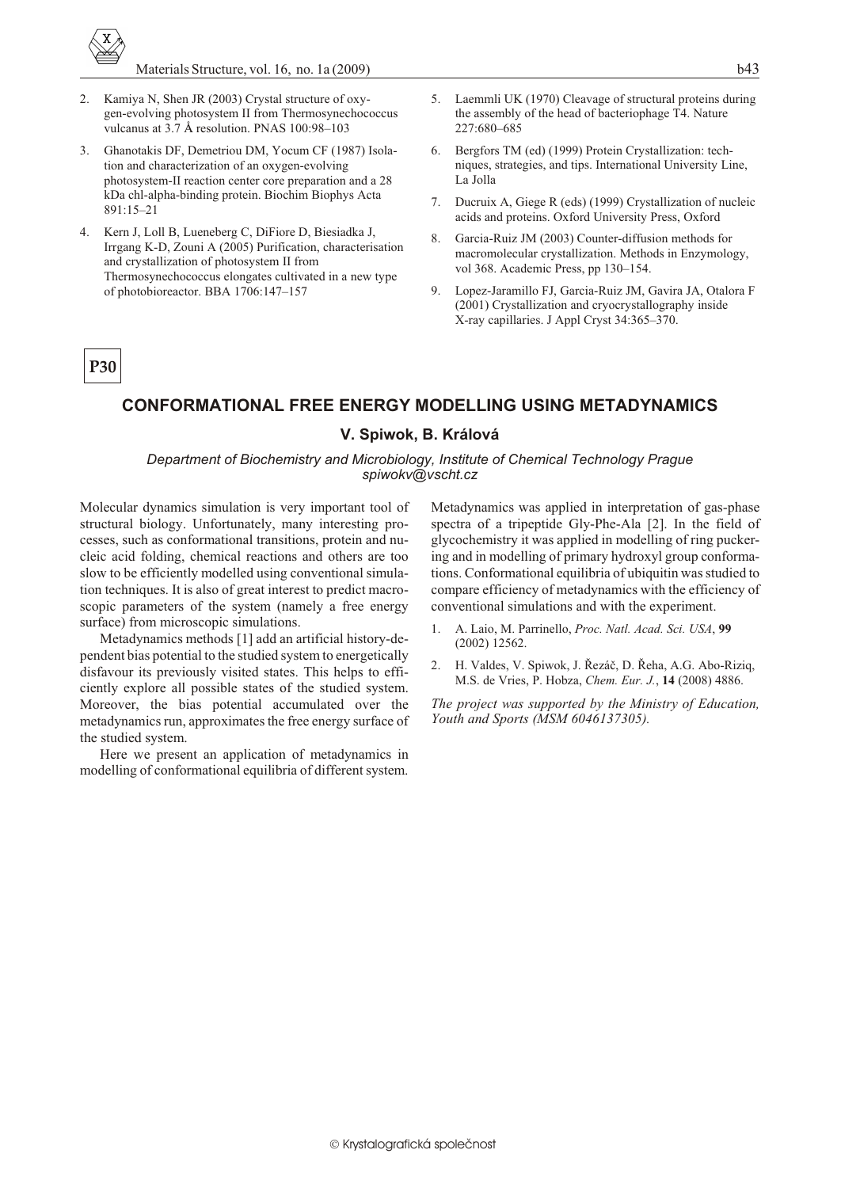2. Kamiya N, Shen JR (2003) Crystal structure of oxygen-evolving photosystem II from Thermosynechococcus vulcanus at 3.7 Å resolution. PNAS 100:98–103

3. Ghanotakis DF, Demetriou DM, Yocum CF (1987) Isolation and characterization of an oxygen-evolving photosystem-II reaction center core preparation and a 28 kDa chl-alpha-binding protein. Biochim Biophys Acta 891:15–21

4. Kern J, Loll B, Lueneberg C, DiFiore D, Biesiadka J, Irrgang K-D, Zouni A (2005) Purification, characterisation and crystallization of photosystem II from Thermosynechococcus elongates cultivated in a new type of photobioreactor. BBA 1706:147–157

5. Laemmli UK (1970) Cleavage of structural proteins during the assembly of the head of bacteriophage T4. Nature 227:680–685

6. Bergfors TM (ed) (1999) Protein Crystallization: techniques, strategies, and tips. International University Line, La Jolla

7. Ducruix A, Giege R (eds) (1999) Crystallization of nucleic acids and proteins. Oxford University Press, Oxford

8. Garcia-Ruiz JM (2003) Counter-diffusion methods for macromolecular crystallization. Methods in Enzymology, vol 368. Academic Press, pp 130–154.

9. Lopez-Jaramillo FJ, Garcia-Ruiz JM, Gavira JA, Otalora F (2001) Crystallization and cryocrystallography inside X-ray capillaries. J Appl Cryst 34:365–370.

**P30**

## CONFORMATIONAL FREE ENERGY MODELLING USING METADYNAMICS

### V. Spiwok, B. Králová

*Department of Biochemistry and Microbiology, Institute of Chemical Technology Prague*
*spiwokv@vscht.cz*

Molecular dynamics simulation is very important tool of structural biology. Unfortunately, many interesting processes, such as conformational transitions, protein and nucleic acid folding, chemical reactions and others are too slow to be efficiently modelled using conventional simulation techniques. It is also of great interest to predict macroscopic parameters of the system (namely a free energy surface) from microscopic simulations.

Metadynamics methods [1] add an artificial history-dependent bias potential to the studied system to energetically disfavour its previously visited states. This helps to efficiently explore all possible states of the studied system. Moreover, the bias potential accumulated over the metadynamics run, approximates the free energy surface of the studied system.

Here we present an application of metadynamics in modelling of conformational equilibria of different system. Metadynamics was applied in interpretation of gas-phase spectra of a tripeptide Gly-Phe-Ala [2]. In the field of glycochemistry it was applied in modelling of ring puckering and in modelling of primary hydroxyl group conformations. Conformational equilibria of ubiquitin was studied to compare efficiency of metadynamics with the efficiency of conventional simulations and with the experiment.

1. A. Laio, M. Parrinello, *Proc. Natl. Acad. Sci. USA*, **99** (2002) 12562.
2. H. Valdes, V. Spiwok, J. Řezáč, D. Řeha, A.G. Abo-Riziq, M.S. de Vries, P. Hobza, *Chem. Eur. J.*, **14** (2008) 4886.

*The project was supported by the Ministry of Education, Youth and Sports (MSM 6046137305).*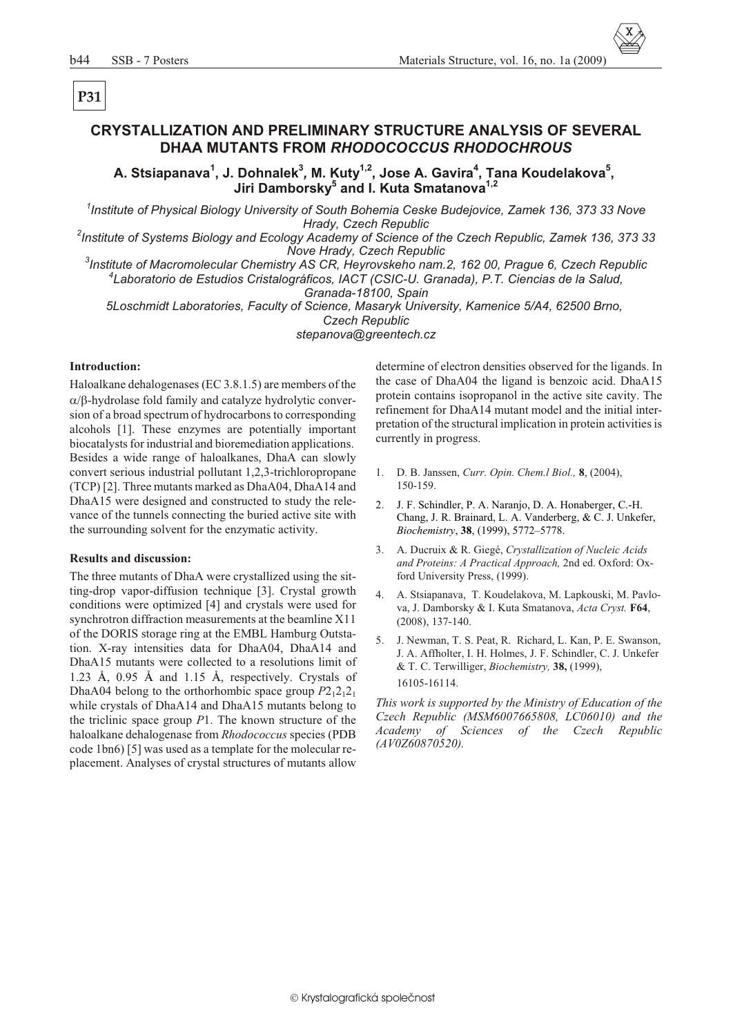**P31**

# CRYSTALLIZATION AND PRELIMINARY STRUCTURE ANALYSIS OF SEVERAL DHAA MUTANTS FROM *RHODOCOCCUS RHODOCHROUS*

**A. Stsiapanava[1], J. Dohnalek[3], M. Kuty[1,2], Jose A. Gavira[4], Tana Koudelakova[5], Jiri Damborsky[5] and I. Kuta Smatanova[1,2]**

*[1]Institute of Physical Biology University of South Bohemia Ceske Budejovice, Zamek 136, 373 33 Nove Hrady, Czech Republic*
*[2]Institute of Systems Biology and Ecology Academy of Science of the Czech Republic, Zamek 136, 373 33 Nove Hrady, Czech Republic*
*[3]Institute of Macromolecular Chemistry AS CR, Heyrovskeho nam.2, 162 00, Prague 6, Czech Republic*
*[4]Laboratorio de Estudios Cristalográficos, IACT (CSIC-U. Granada), P.T. Ciencias de la Salud, Granada-18100, Spain*
*5Loschmidt Laboratories, Faculty of Science, Masaryk University, Kamenice 5/A4, 62500 Brno, Czech Republic*
*stepanova@greentech.cz*

**Introduction:**

Haloalkane dehalogenases (EC 3.8.1.5) are members of the $\alpha/\beta$-hydrolase fold family and catalyze hydrolytic conversion of a broad spectrum of hydrocarbons to corresponding alcohols [1]. These enzymes are potentially important biocatalysts for industrial and bioremediation applications. Besides a wide range of haloalkanes, DhaA can slowly convert serious industrial pollutant 1,2,3-trichloropropane (TCP) [2]. Three mutants marked as DhaA04, DhaA14 and DhaA15 were designed and constructed to study the relevance of the tunnels connecting the buried active site with the surrounding solvent for the enzymatic activity.

**Results and discussion:**

The three mutants of DhaA were crystallized using the sitting-drop vapor-diffusion technique [3]. Crystal growth conditions were optimized [4] and crystals were used for synchrotron diffraction measurements at the beamline X11 of the DORIS storage ring at the EMBL Hamburg Outstation. X-ray intensities data for DhaA04, DhaA14 and DhaA15 mutants were collected to a resolutions limit of 1.23 Å, 0.95 Å and 1.15 Å, respectively. Crystals of DhaA04 belong to the orthorhombic space group $P2_12_12_1$ while crystals of DhaA14 and DhaA15 mutants belong to the triclinic space group $P1$. The known structure of the haloalkane dehalogenase from *Rhodococcus* species (PDB code 1bn6) [5] was used as a template for the molecular replacement. Analyses of crystal structures of mutants allow determine of electron densities observed for the ligands. In the case of DhaA04 the ligand is benzoic acid. DhaA15 protein contains isopropanol in the active site cavity. The refinement for DhaA14 mutant model and the initial interpretation of the structural implication in protein activities is currently in progress.

1. D. B. Janssen, *Curr. Opin. Chem.l Biol.,* **8**, (2004), 150-159.
2. J. F. Schindler, P. A. Naranjo, D. A. Honaberger, C.-H. Chang, J. R. Brainard, L. A. Vanderberg, & C. J. Unkefer, *Biochemistry*, **38**, (1999), 5772–5778.
3. A. Ducruix & R. Giegé, *Crystallization of Nucleic Acids and Proteins: A Practical Approach,* 2nd ed. Oxford: Oxford University Press, (1999).
4. A. Stsiapanava, T. Koudelakova, M. Lapkouski, M. Pavlova, J. Damborsky & I. Kuta Smatanova, *Acta Cryst.* **F64**, (2008), 137-140.
5. J. Newman, T. S. Peat, R. Richard, L. Kan, P. E. Swanson, J. A. Affholter, I. H. Holmes, J. F. Schindler, C. J. Unkefer & T. C. Terwilliger, *Biochemistry,* **38,** (1999), 16105-16114.

*This work is supported by the Ministry of Education of the Czech Republic (MSM6007665808, LC06010) and the Academy of Sciences of the Czech Republic (AV0Z60870520).*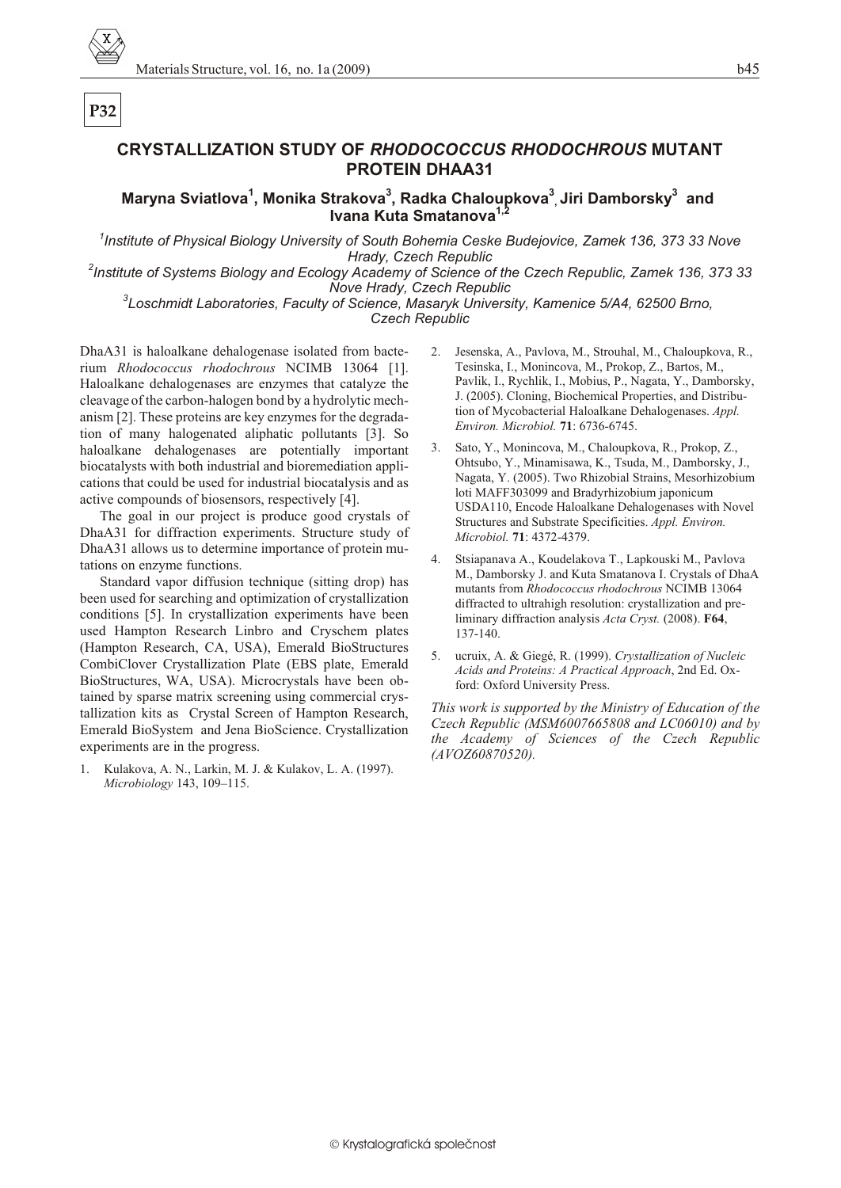**P32**

# CRYSTALLIZATION STUDY OF *RHODOCOCCUS RHODOCHROUS* MUTANT PROTEIN DHAA31

**Maryna Sviatlova[1], Monika Strakova[3], Radka Chaloupkova[3], Jiri Damborsky[3] and Ivana Kuta Smatanova[1,2]**

*[1]Institute of Physical Biology University of South Bohemia Ceske Budejovice, Zamek 136, 373 33 Nove Hrady, Czech Republic*
*[2]Institute of Systems Biology and Ecology Academy of Science of the Czech Republic, Zamek 136, 373 33 Nove Hrady, Czech Republic*
*[3]Loschmidt Laboratories, Faculty of Science, Masaryk University, Kamenice 5/A4, 62500 Brno, Czech Republic*

DhaA31 is haloalkane dehalogenase isolated from bacterium *Rhodococcus rhodochrous* NCIMB 13064 [1]. Haloalkane dehalogenases are enzymes that catalyze the cleavage of the carbon-halogen bond by a hydrolytic mechanism [2]. These proteins are key enzymes for the degradation of many halogenated aliphatic pollutants [3]. So haloalkane dehalogenases are potentially important biocatalysts with both industrial and bioremediation applications that could be used for industrial biocatalysis and as active compounds of biosensors, respectively [4].

The goal in our project is produce good crystals of DhaA31 for diffraction experiments. Structure study of DhaA31 allows us to determine importance of protein mutations on enzyme functions.

Standard vapor diffusion technique (sitting drop) has been used for searching and optimization of crystallization conditions [5]. In crystallization experiments have been used Hampton Research Linbro and Cryschem plates (Hampton Research, CA, USA), Emerald BioStructures CombiClover Crystallization Plate (EBS plate, Emerald BioStructures, WA, USA). Microcrystals have been obtained by sparse matrix screening using commercial crystallization kits as Crystal Screen of Hampton Research, Emerald BioSystem and Jena BioScience. Crystallization experiments are in the progress.

1. Kulakova, A. N., Larkin, M. J. & Kulakov, L. A. (1997). *Microbiology* 143, 109–115.
2. Jesenska, A., Pavlova, M., Strouhal, M., Chaloupkova, R., Tesinska, I., Monincova, M., Prokop, Z., Bartos, M., Pavlik, I., Rychlik, I., Mobius, P., Nagata, Y., Damborsky, J. (2005). Cloning, Biochemical Properties, and Distribution of Mycobacterial Haloalkane Dehalogenases. *Appl. Environ. Microbiol.* **71**: 6736-6745.
3. Sato, Y., Monincova, M., Chaloupkova, R., Prokop, Z., Ohtsubo, Y., Minamisawa, K., Tsuda, M., Damborsky, J., Nagata, Y. (2005). Two Rhizobial Strains, Mesorhizobium loti MAFF303099 and Bradyrhizobium japonicum USDA110, Encode Haloalkane Dehalogenases with Novel Structures and Substrate Specificities. *Appl. Environ. Microbiol.* **71**: 4372-4379.
4. Stsiapanava A., Koudelakova T., Lapkouski M., Pavlova M., Damborsky J. and Kuta Smatanova I. Crystals of DhaA mutants from *Rhodococcus rhodochrous* NCIMB 13064 diffracted to ultrahigh resolution: crystallization and preliminary diffraction analysis *Acta Cryst.* (2008). **F64**, 137-140.
5. ucruix, A. & Giegé, R. (1999). *Crystallization of Nucleic Acids and Proteins: A Practical Approach*, 2nd Ed. Oxford: Oxford University Press.

*This work is supported by the Ministry of Education of the Czech Republic (MSM6007665808 and LC06010) and by the Academy of Sciences of the Czech Republic (AVOZ60870520).*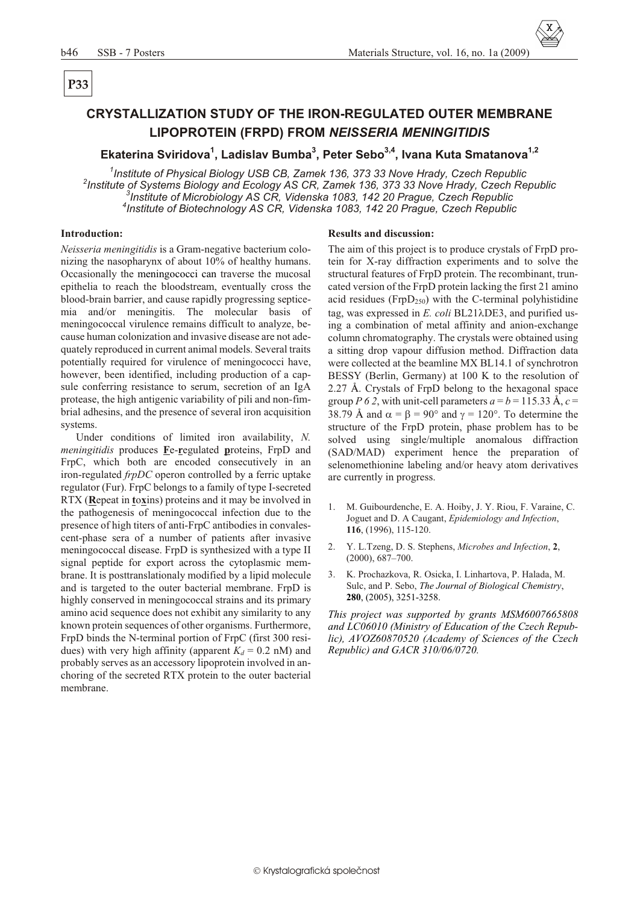P33

# CRYSTALLIZATION STUDY OF THE IRON-REGULATED OUTER MEMBRANE LIPOPROTEIN (FRPD) FROM *NEISSERIA MENINGITIDIS*

**Ekaterina Sviridova[1], Ladislav Bumba[3], Peter Sebo[3,4], Ivana Kuta Smatanova[1,2]**

*[1]Institute of Physical Biology USB CB, Zamek 136, 373 33 Nove Hrady, Czech Republic*
*[2]Institute of Systems Biology and Ecology AS CR, Zamek 136, 373 33 Nove Hrady, Czech Republic*
*[3]Institute of Microbiology AS CR, Videnska 1083, 142 20 Prague, Czech Republic*
*[4]Institute of Biotechnology AS CR, Videnska 1083, 142 20 Prague, Czech Republic*

**Introduction:**

*Neisseria meningitidis* is a Gram-negative bacterium colonizing the nasopharynx of about 10% of healthy humans. Occasionally the meningococci can traverse the mucosal epithelia to reach the bloodstream, eventually cross the blood-brain barrier, and cause rapidly progressing septicemia and/or meningitis. The molecular basis of meningococcal virulence remains difficult to analyze, because human colonization and invasive disease are not adequately reproduced in current animal models. Several traits potentially required for virulence of meningococci have, however, been identified, including production of a capsule conferring resistance to serum, secretion of an IgA protease, the high antigenic variability of pili and non-fimbrial adhesins, and the presence of several iron acquisition systems.

Under conditions of limited iron availability, *N. meningitidis* produces **F**e-**r**egulated **p**roteins, FrpD and FrpC, which both are encoded consecutively in an iron-regulated *frpDC* operon controlled by a ferric uptake regulator (Fur). FrpC belongs to a family of type I-secreted RTX (**R**epeat in **t**o**x**ins) proteins and it may be involved in the pathogenesis of meningococcal infection due to the presence of high titers of anti-FrpC antibodies in convalescent-phase sera of a number of patients after invasive meningococcal disease. FrpD is synthesized with a type II signal peptide for export across the cytoplasmic membrane. It is posttranslationaly modified by a lipid molecule and is targeted to the outer bacterial membrane. FrpD is highly conserved in meningococcal strains and its primary amino acid sequence does not exhibit any similarity to any known protein sequences of other organisms. Furthermore, FrpD binds the N-terminal portion of FrpC (first 300 residues) with very high affinity (apparent $K_d$ = 0.2 nM) and probably serves as an accessory lipoprotein involved in anchoring of the secreted RTX protein to the outer bacterial membrane.

**Results and discussion:**

The aim of this project is to produce crystals of FrpD protein for X-ray diffraction experiments and to solve the structural features of FrpD protein. The recombinant, truncated version of the FrpD protein lacking the first 21 amino acid residues ($FrpD_{250}$) with the C-terminal polyhistidine tag, was expressed in *E. coli* BL21λDE3, and purified using a combination of metal affinity and anion-exchange column chromatography. The crystals were obtained using a sitting drop vapour diffusion method. Diffraction data were collected at the beamline MX BL14.1 of synchrotron BESSY (Berlin, Germany) at 100 K to the resolution of 2.27 Å. Crystals of FrpD belong to the hexagonal space group *P 6 2*, with unit-cell parameters $a = b = 115.33$ Å, $c = 38.79$ Å and $\alpha = \beta = 90°$ and $\gamma = 120°$. To determine the structure of the FrpD protein, phase problem has to be solved using single/multiple anomalous diffraction (SAD/MAD) experiment hence the preparation of selenomethionine labeling and/or heavy atom derivatives are currently in progress.

1. M. Guibourdenche, E. A. Hoiby, J. Y. Riou, F. Varaine, C. Joguet and D. A Caugant, *Epidemiology and Infection*, **116**, (1996), 115-120.
2. Y. L.Tzeng, D. S. Stephens, *Microbes and Infection*, **2**, (2000), 687–700.
3. K. Prochazkova, R. Osicka, I. Linhartova, P. Halada, M. Sulc, and P. Sebo, *The Journal of Biological Chemistry*, **280**, (2005), 3251-3258.

*This project was supported by grants MSM6007665808 and LC06010 (Ministry of Education of the Czech Republic), AVOZ60870520 (Academy of Sciences of the Czech Republic) and GACR 310/06/0720.*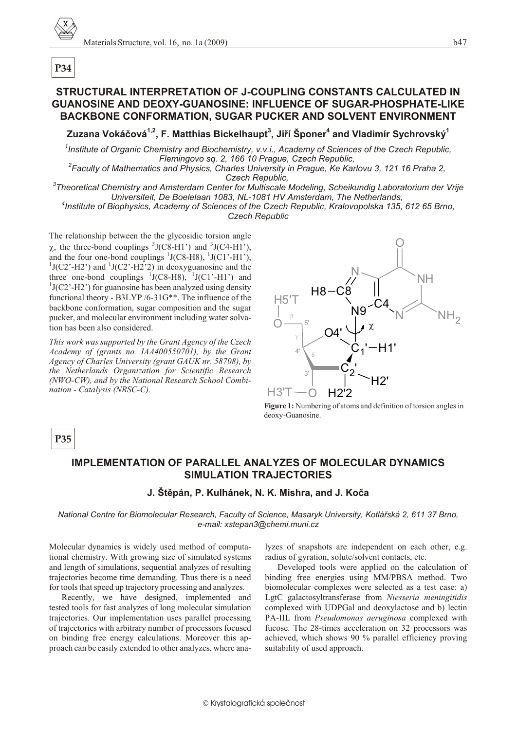**P34**

## STRUCTURAL INTERPRETATION OF J-COUPLING CONSTANTS CALCULATED IN GUANOSINE AND DEOXY-GUANOSINE: INFLUENCE OF SUGAR-PHOSPHATE-LIKE BACKBONE CONFORMATION, SUGAR PUCKER AND SOLVENT ENVIRONMENT

**Zuzana Vokáčová[1,2], F. Matthias Bickelhaupt[3], Jiří Šponer[4] and Vladimír Sychrovský[1]**

*[1]Institute of Organic Chemistry and Biochemistry, v.v.i., Academy of Sciences of the Czech Republic, Flemingovo sq. 2, 166 10 Prague, Czech Republic,*
*[2]Faculty of Mathematics and Physics, Charles University in Prague, Ke Karlovu 3, 121 16 Praha 2, Czech Republic,*
*[3]Theoretical Chemistry and Amsterdam Center for Multiscale Modeling, Scheikundig Laboratorium der Vrije Universiteit, De Boelelaan 1083, NL-1081 HV Amsterdam, The Netherlands,*
*[4]Institute of Biophysics, Academy of Sciences of the Czech Republic, Kralovopolska 135, 612 65 Brno, Czech Republic*

The relationship between the the glycosidic torsion angle $\chi$, the three-bond couplings $^3J$(C8-H1') and $^3J$(C4-H1'), and the four one-bond couplings $^1J$(C8-H8), $^1J$(C1'-H1'), $^1J$(C2'-H2') and $^1J$(C2'-H2'2) in deoxyguanosine and the three one-bond couplings $^1J$(C8-H8), $^1J$(C1'-H1') and $^1J$(C2'-H2') for guanosine has been analyzed using density functional theory - B3LYP /6-31G**. The influence of the backbone conformation, sugar composition and the sugar pucker, and molecular environment including water solvation has been also considered.

*This work was supported by the Grant Agency of the Czech Academy of (grants no. IAA400550701), by the Grant Agency of Charles University (grant GAUK nr. 58708), by the Netherlands Organization for Scientific Research (NWO-CW), and by the National Research School Combination - Catalysis (NRSC-C).*

**Figure 1:** Numbering of atoms and definition of torsion angles in deoxy-Guanosine.

**P35**

## IMPLEMENTATION OF PARALLEL ANALYZES OF MOLECULAR DYNAMICS SIMULATION TRAJECTORIES

**J. Štěpán, P. Kulhánek, N. K. Mishra, and J. Koča**

*National Centre for Biomolecular Research, Faculty of Science, Masaryk University, Kotlářská 2, 611 37 Brno, e-mail: xstepan3@chemi.muni.cz*

Molecular dynamics is widely used method of computational chemistry. With growing size of simulated systems and length of simulations, sequential analyzes of resulting trajectories become time demanding. Thus there is a need for tools that speed up trajectory processing and analyzes.

Recently, we have designed, implemented and tested tools for fast analyzes of long molecular simulation trajectories. Our implementation uses parallel processing of trajectories with arbitrary number of processors focused on binding free energy calculations. Moreover this approach can be easily extended to other analyzes, where analyzes of snapshots are independent on each other, e.g. radius of gyration, solute/solvent contacts, etc.

Developed tools were applied on the calculation of binding free energies using MM/PBSA method. Two biomolecular complexes were selected as a test case: a) LgtC galactosyltransferase from *Niesseria meningitidis* complexed with UDPGal and deoxylactose and b) lectin PA-IIL from *Pseudomonas aeruginosa* complexed with fucose. The 28-times acceleration on 32 processors was achieved, which shows 90 % parallel efficiency proving suitability of used approach.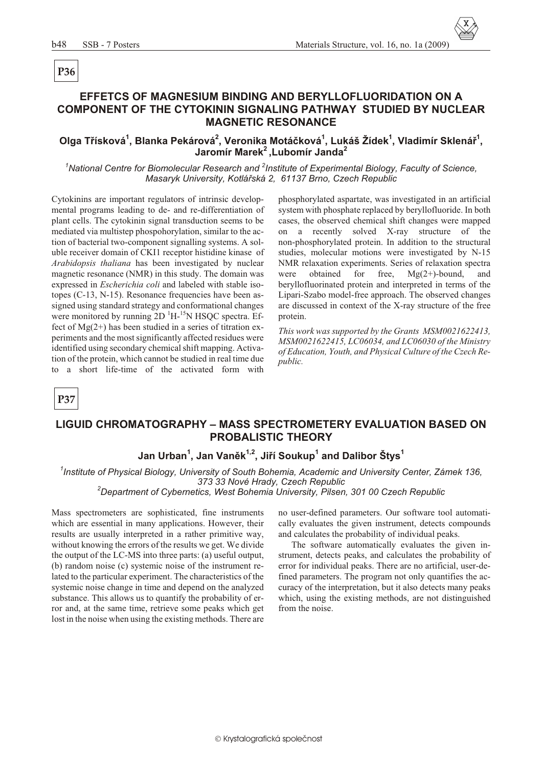**P36**

## EFFETCS OF MAGNESIUM BINDING AND BERYLLOFLUORIDATION ON A COMPONENT OF THE CYTOKININ SIGNALING PATHWAY STUDIED BY NUCLEAR MAGNETIC RESONANCE

**Olga Třísková[1], Blanka Pekárová[2], Veronika Motáčková[1], Lukáš Žídek[1], Vladimír Sklenář[1], Jaromír Marek[2], Lubomír Janda[2]**

*[1]National Centre for Biomolecular Research and [2]Institute of Experimental Biology, Faculty of Science, Masaryk University, Kotlářská 2, 61137 Brno, Czech Republic*

Cytokinins are important regulators of intrinsic developmental programs leading to de- and re-differentiation of plant cells. The cytokinin signal transduction seems to be mediated via multistep phospohorylation, similar to the action of bacterial two-component signalling systems. A soluble receiver domain of CKI1 receptor histidine kinase of *Arabidopsis thaliana* has been investigated by nuclear magnetic resonance (NMR) in this study. The domain was expressed in *Escherichia coli* and labeled with stable isotopes (C-13, N-15). Resonance frequencies have been assigned using standard strategy and conformational changes were monitored by running 2D $^{1}$H-$^{15}$N HSQC spectra. Effect of Mg(2+) has been studied in a series of titration experiments and the most significantly affected residues were identified using secondary chemical shift mapping. Activation of the protein, which cannot be studied in real time due to a short life-time of the activated form with phosphorylated aspartate, was investigated in an artificial system with phosphate replaced by beryllofluoride. In both cases, the observed chemical shift changes were mapped on a recently solved X-ray structure of the non-phosphorylated protein. In addition to the structural studies, molecular motions were investigated by N-15 NMR relaxation experiments. Series of relaxation spectra were obtained for free, Mg(2+)-bound, and beryllofluorinated protein and interpreted in terms of the Lipari-Szabo model-free approach. The observed changes are discussed in context of the X-ray structure of the free protein.

*This work was supported by the Grants MSM0021622413, MSM0021622415, LC06034, and LC06030 of the Ministry of Education, Youth, and Physical Culture of the Czech Republic.*

**P37**

## LIGUID CHROMATOGRAPHY – MASS SPECTROMETERY EVALUATION BASED ON PROBALISTIC THEORY

**Jan Urban[1], Jan Vaněk[1,2], Jiří Soukup[1] and Dalibor Štys[1]**

*[1]Institute of Physical Biology, University of South Bohemia, Academic and University Center, Zámek 136, 373 33 Nové Hrady, Czech Republic*
*[2]Department of Cybernetics, West Bohemia University, Pilsen, 301 00 Czech Republic*

Mass spectrometers are sophisticated, fine instruments which are essential in many applications. However, their results are usually interpreted in a rather primitive way, without knowing the errors of the results we get. We divide the output of the LC-MS into three parts: (a) useful output, (b) random noise (c) systemic noise of the instrument related to the particular experiment. The characteristics of the systemic noise change in time and depend on the analyzed substance. This allows us to quantify the probability of error and, at the same time, retrieve some peaks which get lost in the noise when using the existing methods. There are no user-defined parameters. Our software tool automatically evaluates the given instrument, detects compounds and calculates the probability of individual peaks.

The software automatically evaluates the given instrument, detects peaks, and calculates the probability of error for individual peaks. There are no artificial, user-defined parameters. The program not only quantifies the accuracy of the interpretation, but it also detects many peaks which, using the existing methods, are not distinguished from the noise.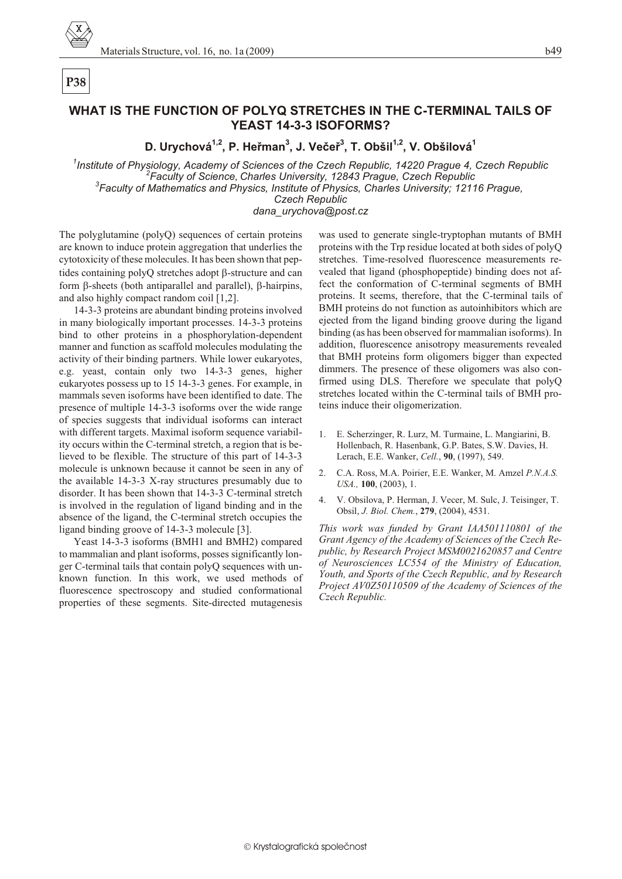**P38**

# WHAT IS THE FUNCTION OF POLYQ STRETCHES IN THE C-TERMINAL TAILS OF YEAST 14-3-3 ISOFORMS?

**D. Urychová[1,2], P. Heřman[3], J. Večeř[3], T. Obšil[1,2], V. Obšilová[1]**

[1]*Institute of Physiology, Academy of Sciences of the Czech Republic, 14220 Prague 4, Czech Republic*
[2]*Faculty of Science, Charles University, 12843 Prague, Czech Republic*
[3]*Faculty of Mathematics and Physics, Institute of Physics, Charles University; 12116 Prague, Czech Republic*
*dana_urychova@post.cz*

The polyglutamine (polyQ) sequences of certain proteins are known to induce protein aggregation that underlies the cytotoxicity of these molecules. It has been shown that peptides containing polyQ stretches adopt β-structure and can form β-sheets (both antiparallel and parallel), β-hairpins, and also highly compact random coil [1,2].

14-3-3 proteins are abundant binding proteins involved in many biologically important processes. 14-3-3 proteins bind to other proteins in a phosphorylation-dependent manner and function as scaffold molecules modulating the activity of their binding partners. While lower eukaryotes, e.g. yeast, contain only two 14-3-3 genes, higher eukaryotes possess up to 15 14-3-3 genes. For example, in mammals seven isoforms have been identified to date. The presence of multiple 14-3-3 isoforms over the wide range of species suggests that individual isoforms can interact with different targets. Maximal isoform sequence variability occurs within the C-terminal stretch, a region that is believed to be flexible. The structure of this part of 14-3-3 molecule is unknown because it cannot be seen in any of the available 14-3-3 X-ray structures presumably due to disorder. It has been shown that 14-3-3 C-terminal stretch is involved in the regulation of ligand binding and in the absence of the ligand, the C-terminal stretch occupies the ligand binding groove of 14-3-3 molecule [3].

Yeast 14-3-3 isoforms (BMH1 and BMH2) compared to mammalian and plant isoforms, posses significantly longer C-terminal tails that contain polyQ sequences with unknown function. In this work, we used methods of fluorescence spectroscopy and studied conformational properties of these segments. Site-directed mutagenesis was used to generate single-tryptophan mutants of BMH proteins with the Trp residue located at both sides of polyQ stretches. Time-resolved fluorescence measurements revealed that ligand (phosphopeptide) binding does not affect the conformation of C-terminal segments of BMH proteins. It seems, therefore, that the C-terminal tails of BMH proteins do not function as autoinhibitors which are ejected from the ligand binding groove during the ligand binding (as has been observed for mammalian isoforms). In addition, fluorescence anisotropy measurements revealed that BMH proteins form oligomers bigger than expected dimmers. The presence of these oligomers was also confirmed using DLS. Therefore we speculate that polyQ stretches located within the C-terminal tails of BMH proteins induce their oligomerization.

1. E. Scherzinger, R. Lurz, M. Turmaine, L. Mangiarini, B. Hollenbach, R. Hasenbank, G.P. Bates, S.W. Davies, H. Lerach, E.E. Wanker, *Cell.*, **90**, (1997), 549.
2. C.A. Ross, M.A. Poirier, E.E. Wanker, M. Amzel *P.N.A.S. USA.,* **100**, (2003), 1.
4. V. Obsilova, P. Herman, J. Vecer, M. Sulc, J. Teisinger, T. Obsil, *J. Biol. Chem.*, **279**, (2004), 4531.

*This work was funded by Grant IAA501110801 of the Grant Agency of the Academy of Sciences of the Czech Republic, by Research Project MSM0021620857 and Centre of Neurosciences LC554 of the Ministry of Education, Youth, and Sports of the Czech Republic, and by Research Project AV0Z50110509 of the Academy of Sciences of the Czech Republic.*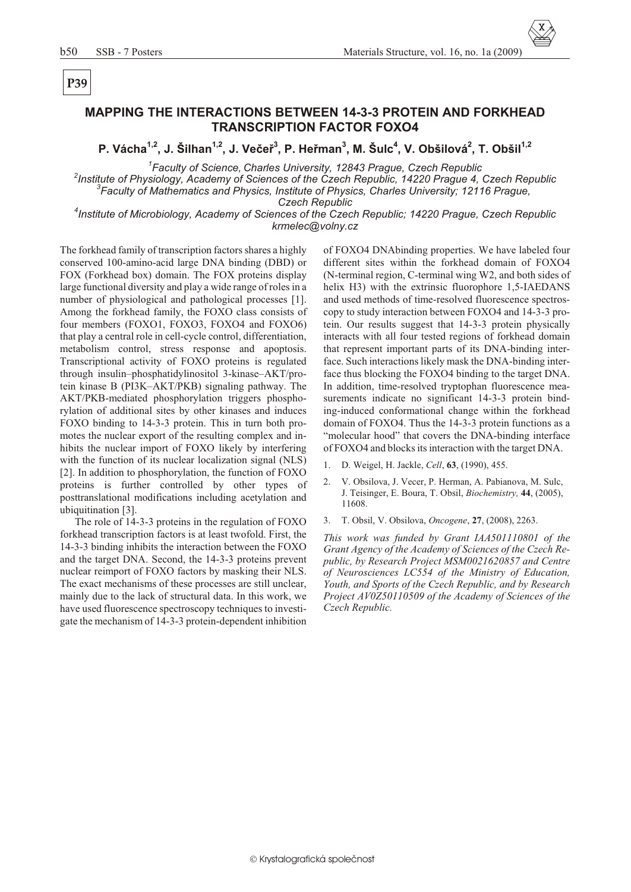**P39**

## MAPPING THE INTERACTIONS BETWEEN 14-3-3 PROTEIN AND FORKHEAD TRANSCRIPTION FACTOR FOXO4

**P. Vácha[1,2], J. Šilhan[1,2], J. Večeř[3], P. Heřman[3], M. Šulc[4], V. Obšilová[2], T. Obšil[1,2]**

*[1]Faculty of Science, Charles University, 12843 Prague, Czech Republic*
*[2]Institute of Physiology, Academy of Sciences of the Czech Republic, 14220 Prague 4, Czech Republic*
*[3]Faculty of Mathematics and Physics, Institute of Physics, Charles University; 12116 Prague, Czech Republic*
*[4]Institute of Microbiology, Academy of Sciences of the Czech Republic; 14220 Prague, Czech Republic*
*krmelec@volny.cz*

The forkhead family of transcription factors shares a highly conserved 100-amino-acid large DNA binding (DBD) or FOX (Forkhead box) domain. The FOX proteins display large functional diversity and play a wide range of roles in a number of physiological and pathological processes [1]. Among the forkhead family, the FOXO class consists of four members (FOXO1, FOXO3, FOXO4 and FOXO6) that play a central role in cell-cycle control, differentiation, metabolism control, stress response and apoptosis. Transcriptional activity of FOXO proteins is regulated through insulin–phosphatidylinositol 3-kinase–AKT/protein kinase B (PI3K–AKT/PKB) signaling pathway. The AKT/PKB-mediated phosphorylation triggers phosphorylation of additional sites by other kinases and induces FOXO binding to 14-3-3 protein. This in turn both promotes the nuclear export of the resulting complex and inhibits the nuclear import of FOXO likely by interfering with the function of its nuclear localization signal (NLS) [2]. In addition to phosphorylation, the function of FOXO proteins is further controlled by other types of posttranslational modifications including acetylation and ubiquitination [3].

The role of 14-3-3 proteins in the regulation of FOXO forkhead transcription factors is at least twofold. First, the 14-3-3 binding inhibits the interaction between the FOXO and the target DNA. Second, the 14-3-3 proteins prevent nuclear reimport of FOXO factors by masking their NLS. The exact mechanisms of these processes are still unclear, mainly due to the lack of structural data. In this work, we have used fluorescence spectroscopy techniques to investigate the mechanism of 14-3-3 protein-dependent inhibition of FOXO4 DNAbinding properties. We have labeled four different sites within the forkhead domain of FOXO4 (N-terminal region, C-terminal wing W2, and both sides of helix H3) with the extrinsic fluorophore 1,5-IAEDANS and used methods of time-resolved fluorescence spectroscopy to study interaction between FOXO4 and 14-3-3 protein. Our results suggest that 14-3-3 protein physically interacts with all four tested regions of forkhead domain that represent important parts of its DNA-binding interface. Such interactions likely mask the DNA-binding interface thus blocking the FOXO4 binding to the target DNA. In addition, time-resolved tryptophan fluorescence measurements indicate no significant 14-3-3 protein binding-induced conformational change within the forkhead domain of FOXO4. Thus the 14-3-3 protein functions as a "molecular hood" that covers the DNA-binding interface of FOXO4 and blocks its interaction with the target DNA.

1. D. Weigel, H. Jackle, *Cell*, **63**, (1990), 455.
2. V. Obsilova, J. Vecer, P. Herman, A. Pabianova, M. Sulc, J. Teisinger, E. Boura, T. Obsil, *Biochemistry,* **44**, (2005), 11608.
3. T. Obsil, V. Obsilova, *Oncogene*, **27**, (2008), 2263.

*This work was funded by Grant IAA501110801 of the Grant Agency of the Academy of Sciences of the Czech Republic, by Research Project MSM0021620857 and Centre of Neurosciences LC554 of the Ministry of Education, Youth, and Sports of the Czech Republic, and by Research Project AV0Z50110509 of the Academy of Sciences of the Czech Republic.*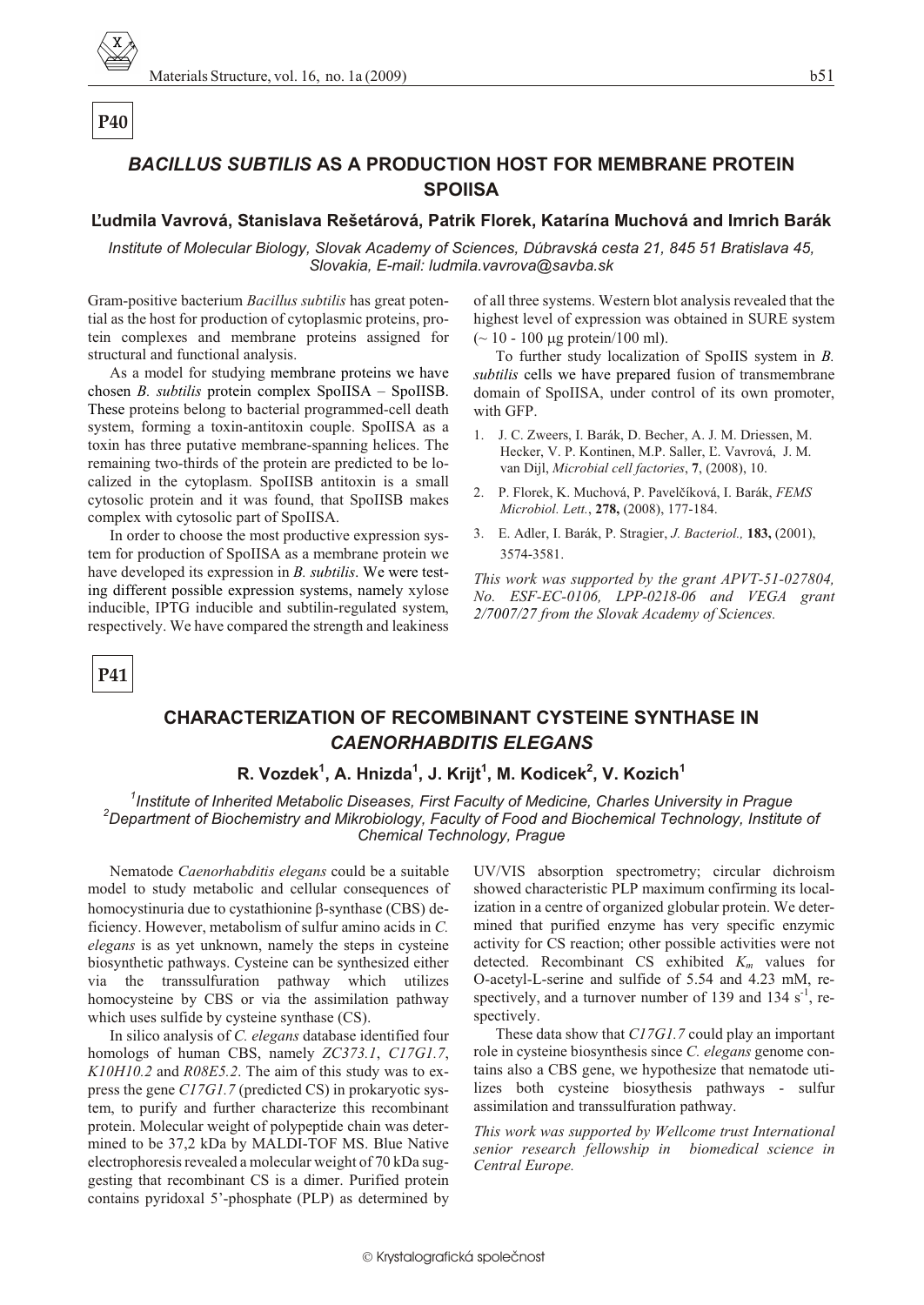**P40**

## *BACILLUS SUBTILIS* AS A PRODUCTION HOST FOR MEMBRANE PROTEIN SPOIISA

### Ľudmila Vavrová, Stanislava Rešetárová, Patrik Florek, Katarína Muchová and Imrich Barák

*Institute of Molecular Biology, Slovak Academy of Sciences, Dúbravská cesta 21, 845 51 Bratislava 45, Slovakia, E-mail: ludmila.vavrova@savba.sk*

Gram-positive bacterium *Bacillus subtilis* has great potential as the host for production of cytoplasmic proteins, protein complexes and membrane proteins assigned for structural and functional analysis.

As a model for studying membrane proteins we have chosen *B. subtilis* protein complex SpoIISA – SpoIISB. These proteins belong to bacterial programmed-cell death system, forming a toxin-antitoxin couple. SpoIISA as a toxin has three putative membrane-spanning helices. The remaining two-thirds of the protein are predicted to be localized in the cytoplasm. SpoIISB antitoxin is a small cytosolic protein and it was found, that SpoIISB makes complex with cytosolic part of SpoIISA.

In order to choose the most productive expression system for production of SpoIISA as a membrane protein we have developed its expression in *B. subtilis*. We were testing different possible expression systems, namely xylose inducible, IPTG inducible and subtilin-regulated system, respectively. We have compared the strength and leakiness of all three systems. Western blot analysis revealed that the highest level of expression was obtained in SURE system (~ 10 - 100 μg protein/100 ml).

To further study localization of SpoIIS system in *B. subtilis* cells we have prepared fusion of transmembrane domain of SpoIISA, under control of its own promoter, with GFP.

1. J. C. Zweers, I. Barák, D. Becher, A. J. M. Driessen, M. Hecker, V. P. Kontinen, M.P. Saller, Ľ. Vavrová, J. M. van Dijl, *Microbial cell factories*, **7**, (2008), 10.
2. P. Florek, K. Muchová, P. Pavelčíková, I. Barák, *FEMS Microbiol. Lett.*, **278,** (2008), 177-184.
3. E. Adler, I. Barák, P. Stragier, *J. Bacteriol.,* **183,** (2001), 3574-3581.

*This work was supported by the grant APVT-51-027804, No. ESF-EC-0106, LPP-0218-06 and VEGA grant 2/7007/27 from the Slovak Academy of Sciences.*

**P41**

## CHARACTERIZATION OF RECOMBINANT CYSTEINE SYNTHASE IN *CAENORHABDITIS ELEGANS*

### R. Vozdek[1], A. Hnizda[1], J. Krijt[1], M. Kodicek[2], V. Kozich[1]

*[1]Institute of Inherited Metabolic Diseases, First Faculty of Medicine, Charles University in Prague*
*[2]Department of Biochemistry and Mikrobiology, Faculty of Food and Biochemical Technology, Institute of Chemical Technology, Prague*

Nematode *Caenorhabditis elegans* could be a suitable model to study metabolic and cellular consequences of homocystinuria due to cystathionine β-synthase (CBS) deficiency. However, metabolism of sulfur amino acids in *C. elegans* is as yet unknown, namely the steps in cysteine biosynthetic pathways. Cysteine can be synthesized either via the transsulfuration pathway which utilizes homocysteine by CBS or via the assimilation pathway which uses sulfide by cysteine synthase (CS).

In silico analysis of *C. elegans* database identified four homologs of human CBS, namely *ZC373.1*, *C17G1.7*, *K10H10.2* and *R08E5.2*. The aim of this study was to express the gene *C17G1.7* (predicted CS) in prokaryotic system, to purify and further characterize this recombinant protein. Molecular weight of polypeptide chain was determined to be 37,2 kDa by MALDI-TOF MS. Blue Native electrophoresis revealed a molecular weight of 70 kDa suggesting that recombinant CS is a dimer. Purified protein contains pyridoxal 5'-phosphate (PLP) as determined by UV/VIS absorption spectrometry; circular dichroism showed characteristic PLP maximum confirming its localization in a centre of organized globular protein. We determined that purified enzyme has very specific enzymic activity for CS reaction; other possible activities were not detected. Recombinant CS exhibited $K_m$ values for O-acetyl-L-serine and sulfide of 5.54 and 4.23 mM, respectively, and a turnover number of 139 and 134 $s^{-1}$, respectively.

These data show that *C17G1.7* could play an important role in cysteine biosynthesis since *C. elegans* genome contains also a CBS gene, we hypothesize that nematode utilizes both cysteine biosynthesis pathways - sulfur assimilation and transsulfuration pathway.

*This work was supported by Wellcome trust International senior research fellowship in biomedical science in Central Europe.*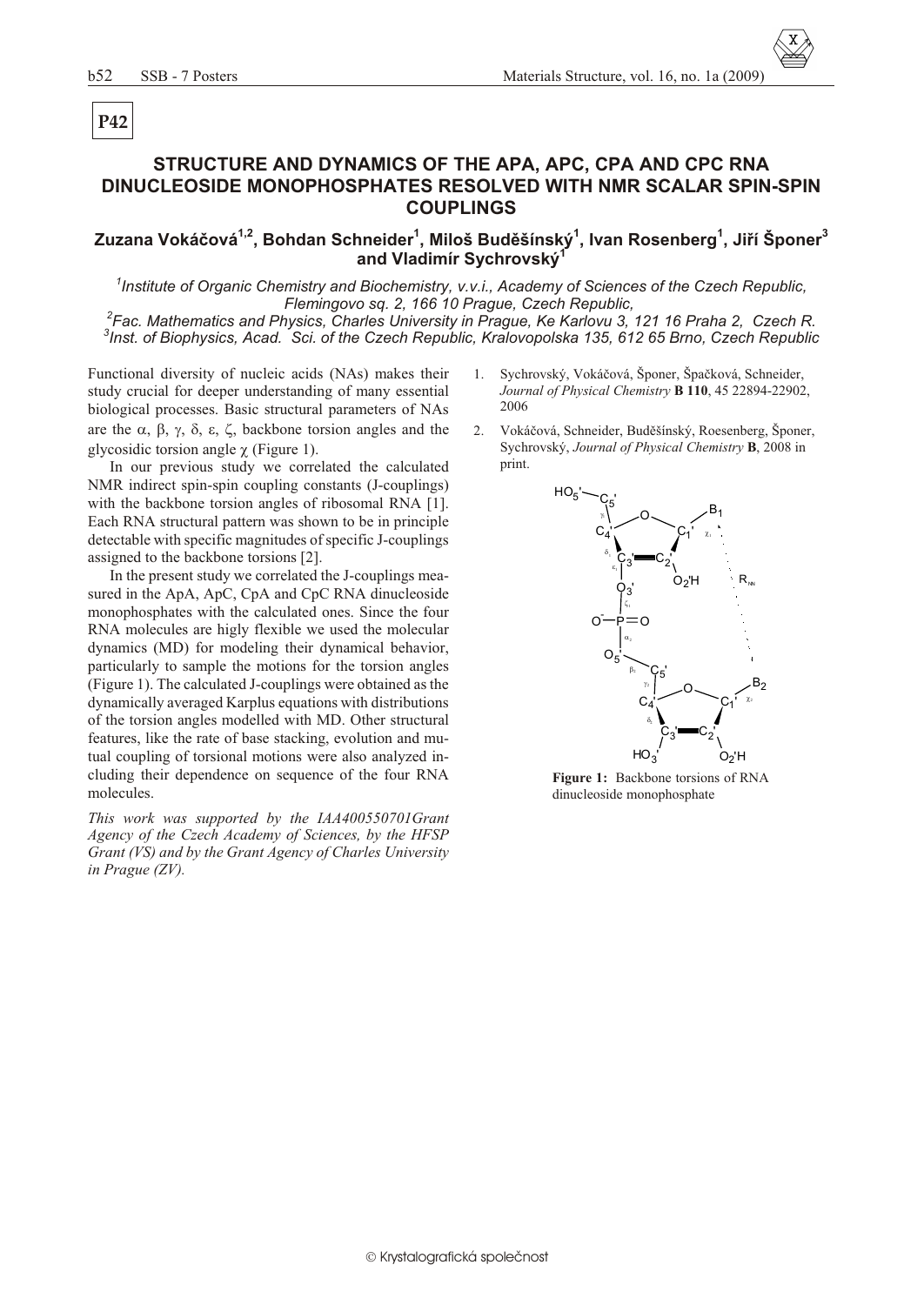P42

# STRUCTURE AND DYNAMICS OF THE APA, APC, CPA AND CPC RNA DINUCLEOSIDE MONOPHOSPHATES RESOLVED WITH NMR SCALAR SPIN-SPIN COUPLINGS

**Zuzana Vokáčová[1,2], Bohdan Schneider[1], Miloš Buděšínský[1], Ivan Rosenberg[1], Jiří Šponer[3] and Vladimír Sychrovský[1]**

*[1]Institute of Organic Chemistry and Biochemistry, v.v.i., Academy of Sciences of the Czech Republic, Flemingovo sq. 2, 166 10 Prague, Czech Republic,*
*[2]Fac. Mathematics and Physics, Charles University in Prague, Ke Karlovu 3, 121 16 Praha 2, Czech R.*
*[3]Inst. of Biophysics, Acad. Sci. of the Czech Republic, Kralovopolska 135, 612 65 Brno, Czech Republic*

Functional diversity of nucleic acids (NAs) makes their study crucial for deeper understanding of many essential biological processes. Basic structural parameters of NAs are the $\alpha$, $\beta$, $\gamma$, $\delta$, $\varepsilon$, $\zeta$, backbone torsion angles and the glycosidic torsion angle $\chi$ (Figure 1).

In our previous study we correlated the calculated NMR indirect spin-spin coupling constants (J-couplings) with the backbone torsion angles of ribosomal RNA [1]. Each RNA structural pattern was shown to be in principle detectable with specific magnitudes of specific J-couplings assigned to the backbone torsions [2].

In the present study we correlated the J-couplings measured in the ApA, ApC, CpA and CpC RNA dinucleoside monophosphates with the calculated ones. Since the four RNA molecules are higly flexible we used the molecular dynamics (MD) for modeling their dynamical behavior, particularly to sample the motions for the torsion angles (Figure 1). The calculated J-couplings were obtained as the dynamically averaged Karplus equations with distributions of the torsion angles modelled with MD. Other structural features, like the rate of base stacking, evolution and mutual coupling of torsional motions were also analyzed including their dependence on sequence of the four RNA molecules.

*This work was supported by the IAA400550701Grant Agency of the Czech Academy of Sciences, by the HFSP Grant (VS) and by the Grant Agency of Charles University in Prague (ZV).*

1. Sychrovský, Vokáčová, Šponer, Špačková, Schneider, *Journal of Physical Chemistry* **B 110**, 45 22894-22902, 2006
2. Vokáčová, Schneider, Buděšínský, Roesenberg, Šponer, Sychrovský, *Journal of Physical Chemistry* **B**, 2008 in print.

**Figure 1:** Backbone torsions of RNA dinucleoside monophosphate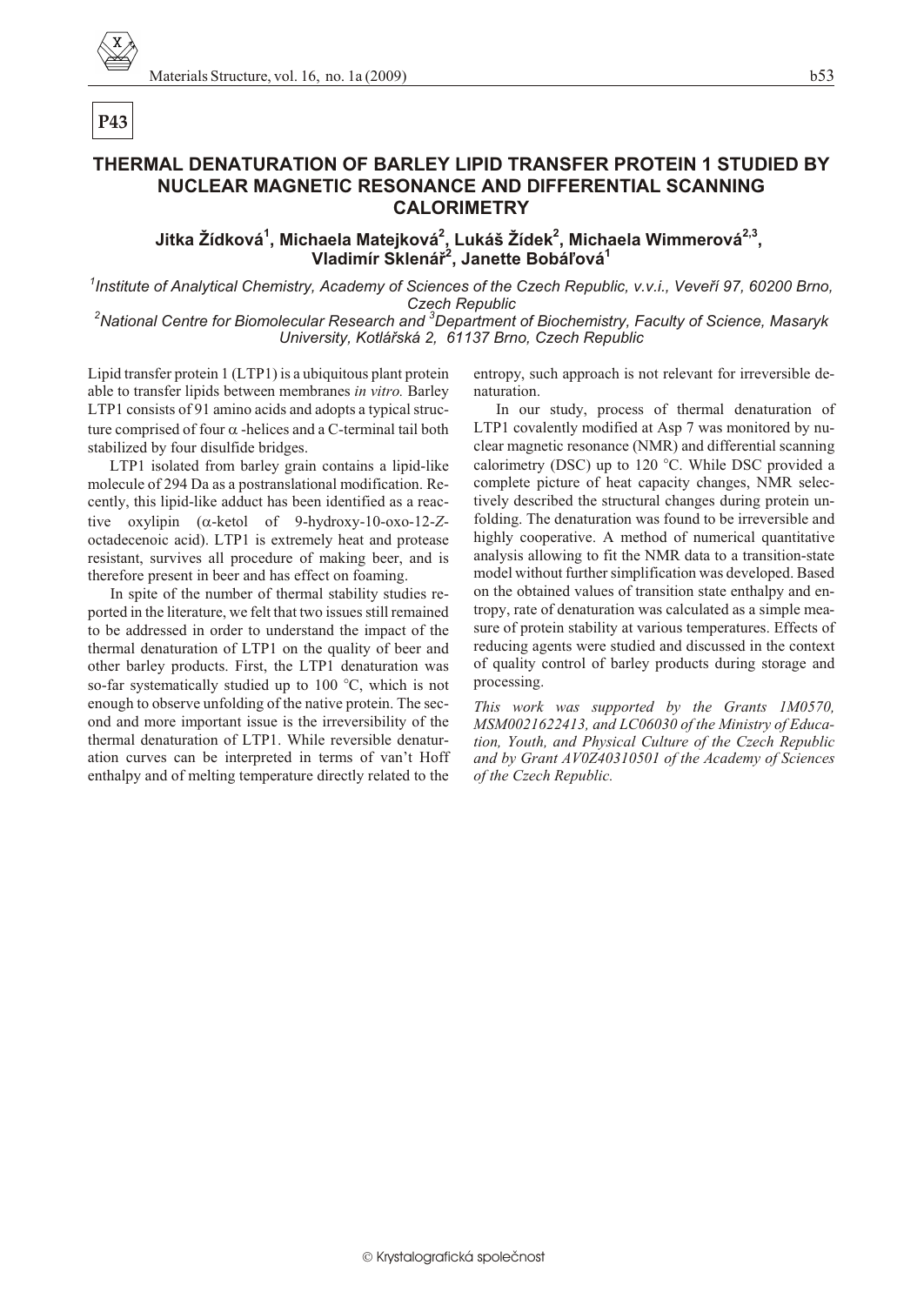**P43**

# THERMAL DENATURATION OF BARLEY LIPID TRANSFER PROTEIN 1 STUDIED BY NUCLEAR MAGNETIC RESONANCE AND DIFFERENTIAL SCANNING CALORIMETRY

**Jitka Žídková[1], Michaela Matejková[2], Lukáš Žídek[2], Michaela Wimmerová[2,3], Vladimír Sklenář[2], Janette Bobáľová[1]**

*[1]Institute of Analytical Chemistry, Academy of Sciences of the Czech Republic, v.v.i., Veveří 97, 60200 Brno, Czech Republic*
*[2]National Centre for Biomolecular Research and [3]Department of Biochemistry, Faculty of Science, Masaryk University, Kotlářská 2, 61137 Brno, Czech Republic*

Lipid transfer protein 1 (LTP1) is a ubiquitous plant protein able to transfer lipids between membranes *in vitro.* Barley LTP1 consists of 91 amino acids and adopts a typical structure comprised of four $\alpha$ -helices and a C-terminal tail both stabilized by four disulfide bridges.

LTP1 isolated from barley grain contains a lipid-like molecule of 294 Da as a postranslational modification. Recently, this lipid-like adduct has been identified as a reactive oxylipin ($\alpha$-ketol of 9-hydroxy-10-oxo-12-*Z*-octadecenoic acid). LTP1 is extremely heat and protease resistant, survives all procedure of making beer, and is therefore present in beer and has effect on foaming.

In spite of the number of thermal stability studies reported in the literature, we felt that two issues still remained to be addressed in order to understand the impact of the thermal denaturation of LTP1 on the quality of beer and other barley products. First, the LTP1 denaturation was so-far systematically studied up to 100 °C, which is not enough to observe unfolding of the native protein. The second and more important issue is the irreversibility of the thermal denaturation of LTP1. While reversible denaturation curves can be interpreted in terms of van't Hoff enthalpy and of melting temperature directly related to the entropy, such approach is not relevant for irreversible denaturation.

In our study, process of thermal denaturation of LTP1 covalently modified at Asp 7 was monitored by nuclear magnetic resonance (NMR) and differential scanning calorimetry (DSC) up to 120 °C. While DSC provided a complete picture of heat capacity changes, NMR selectively described the structural changes during protein unfolding. The denaturation was found to be irreversible and highly cooperative. A method of numerical quantitative analysis allowing to fit the NMR data to a transition-state model without further simplification was developed. Based on the obtained values of transition state enthalpy and entropy, rate of denaturation was calculated as a simple measure of protein stability at various temperatures. Effects of reducing agents were studied and discussed in the context of quality control of barley products during storage and processing.

*This work was supported by the Grants 1M0570, MSM0021622413, and LC06030 of the Ministry of Education, Youth, and Physical Culture of the Czech Republic and by Grant AV0Z40310501 of the Academy of Sciences of the Czech Republic.*